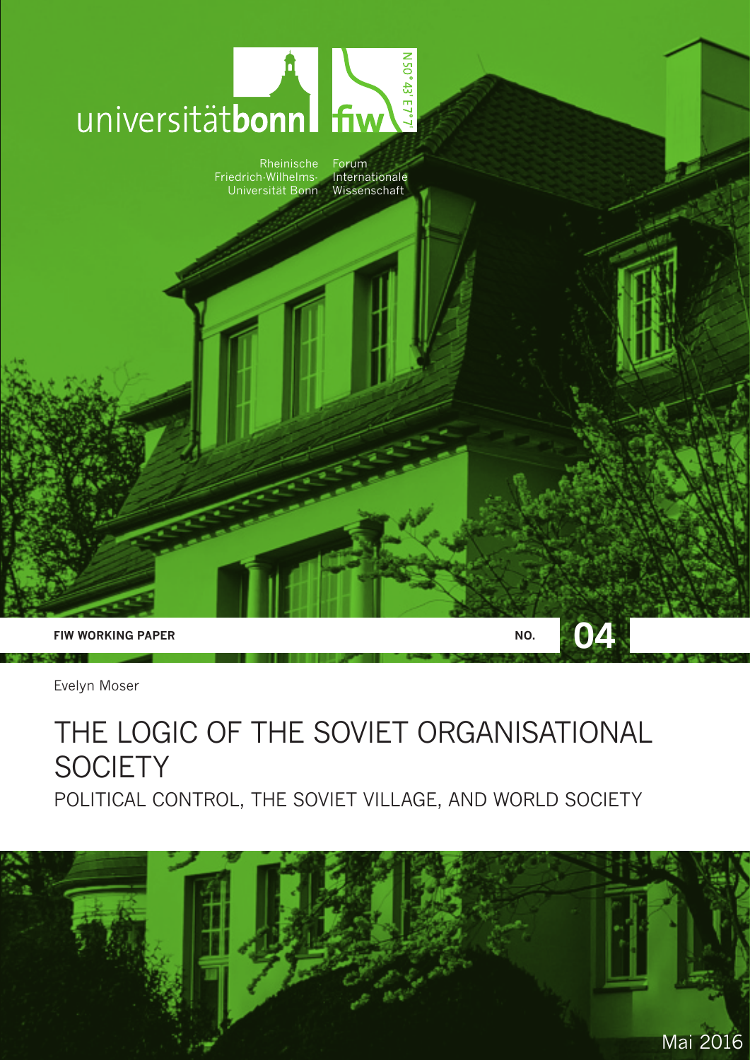universitätbonn fiw N50°43' E7°7'

Rheinische Friedrich-Wilhelms-Universität Bonn

Forum Internationale Wissenschaft

**FIW WORKING PAPER** NO. **04**

Evelyn Moser

# THE LOGIC OF THE SOVIET ORGANISATIONAL SOCIETY

## POLITICAL CONTROL, THE SOVIET VILLAGE, AND WORLD SOCIETY

Mai 2016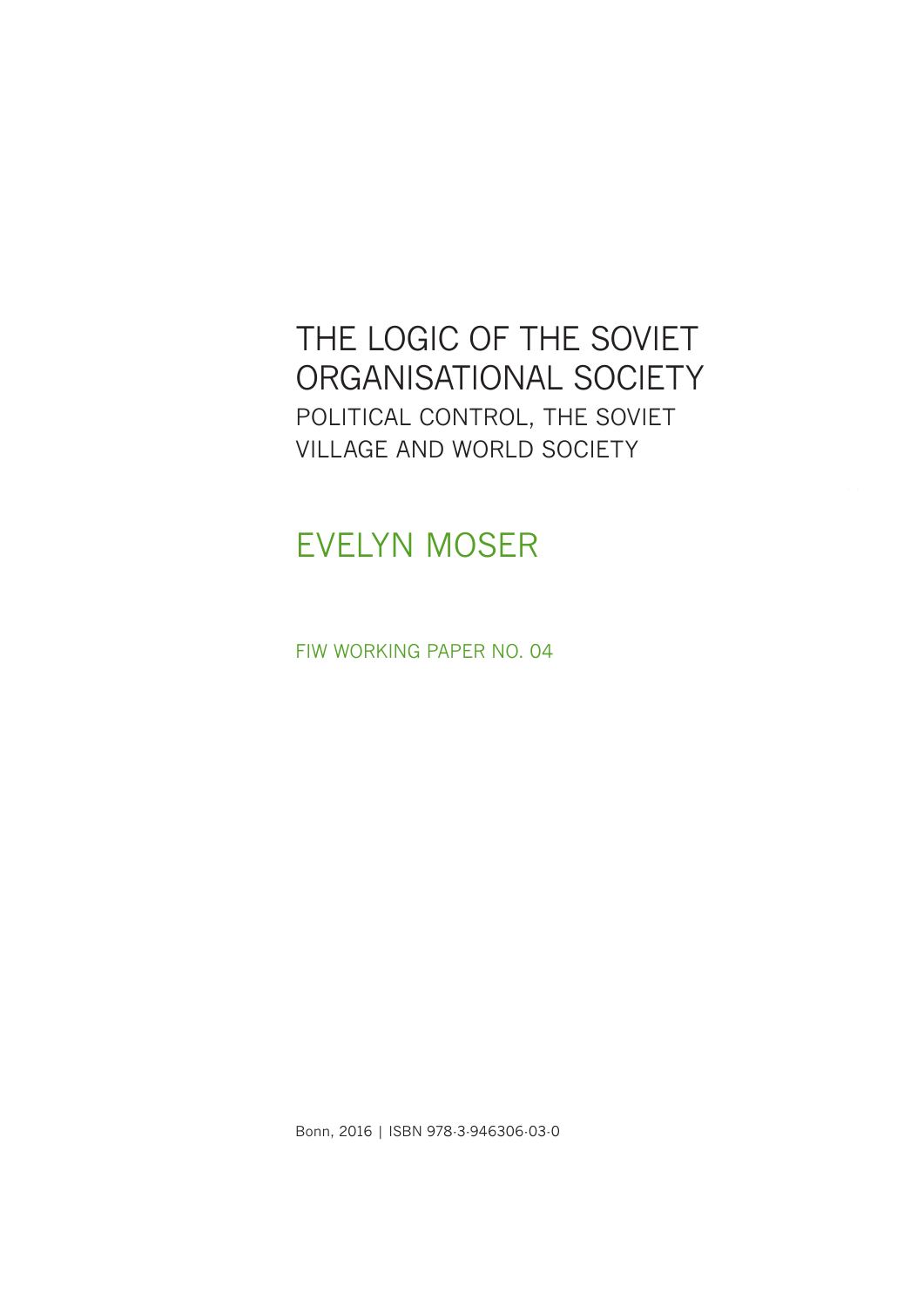# THE LOGIC OF THE SOVIET ORGANISATIONAL SOCIETY

## POLITICAL CONTROL, THE SOVIET VILLAGE AND WORLD SOCIETY

EVELYN MOSER

FIW WORKING PAPER NO. 04

Bonn, 2016 | ISBN 978-3-946306-03-0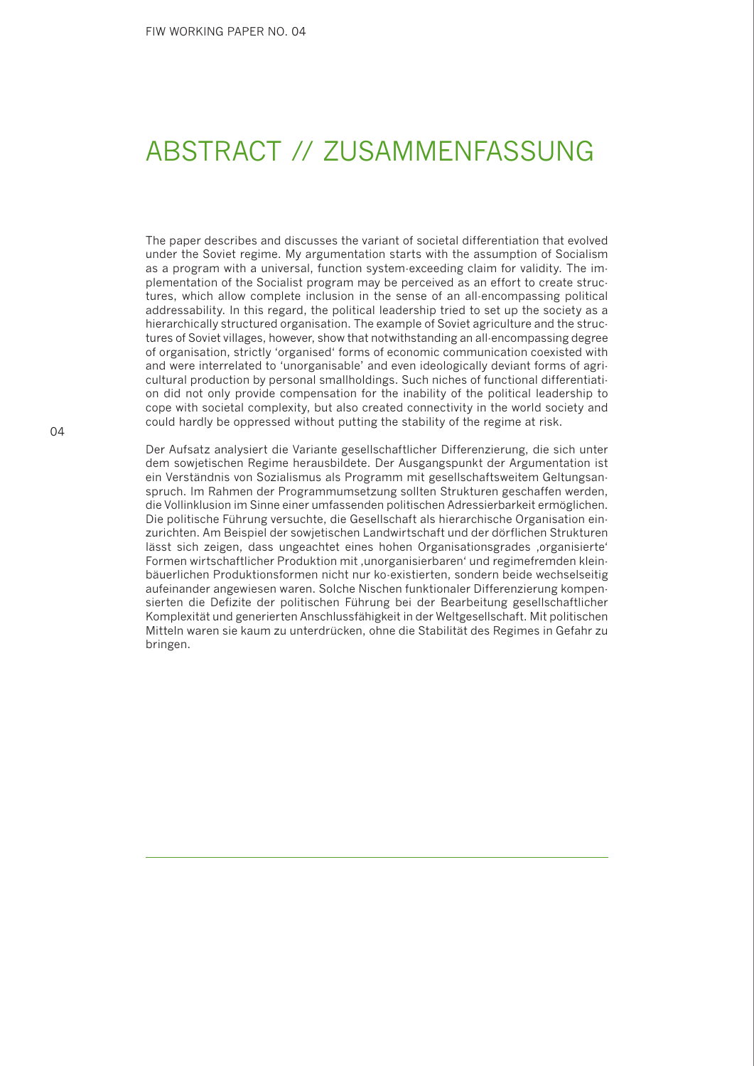# ABSTRACT // ZUSAMMENFASSUNG

The paper describes and discusses the variant of societal differentiation that evolved under the Soviet regime. My argumentation starts with the assumption of Socialism as a program with a universal, function system-exceeding claim for validity. The implementation of the Socialist program may be perceived as an effort to create structures, which allow complete inclusion in the sense of an all-encompassing political addressability. In this regard, the political leadership tried to set up the society as a hierarchically structured organisation. The example of Soviet agriculture and the structures of Soviet villages, however, show that notwithstanding an all-encompassing degree of organisation, strictly 'organised' forms of economic communication coexisted with and were interrelated to 'unorganisable' and even ideologically deviant forms of agricultural production by personal smallholdings. Such niches of functional differentiation did not only provide compensation for the inability of the political leadership to cope with societal complexity, but also created connectivity in the world society and could hardly be oppressed without putting the stability of the regime at risk.

Der Aufsatz analysiert die Variante gesellschaftlicher Differenzierung, die sich unter dem sowjetischen Regime herausbildete. Der Ausgangspunkt der Argumentation ist ein Verständnis von Sozialismus als Programm mit gesellschaftsweitem Geltungsanspruch. Im Rahmen der Programmumsetzung sollten Strukturen geschaffen werden, die Vollinklusion im Sinne einer umfassenden politischen Adressierbarkeit ermöglichen. Die politische Führung versuchte, die Gesellschaft als hierarchische Organisation einzurichten. Am Beispiel der sowjetischen Landwirtschaft und der dörflichen Strukturen lässt sich zeigen, dass ungeachtet eines hohen Organisationsgrades ‚organisierte' Formen wirtschaftlicher Produktion mit ‚unorganisierbaren' und regimefremden kleinbäuerlichen Produktionsformen nicht nur ko-existierten, sondern beide wechselseitig aufeinander angewiesen waren. Solche Nischen funktionaler Differenzierung kompensierten die Defizite der politischen Führung bei der Bearbeitung gesellschaftlicher Komplexität und generierten Anschlussfähigkeit in der Weltgesellschaft. Mit politischen Mitteln waren sie kaum zu unterdrücken, ohne die Stabilität des Regimes in Gefahr zu bringen.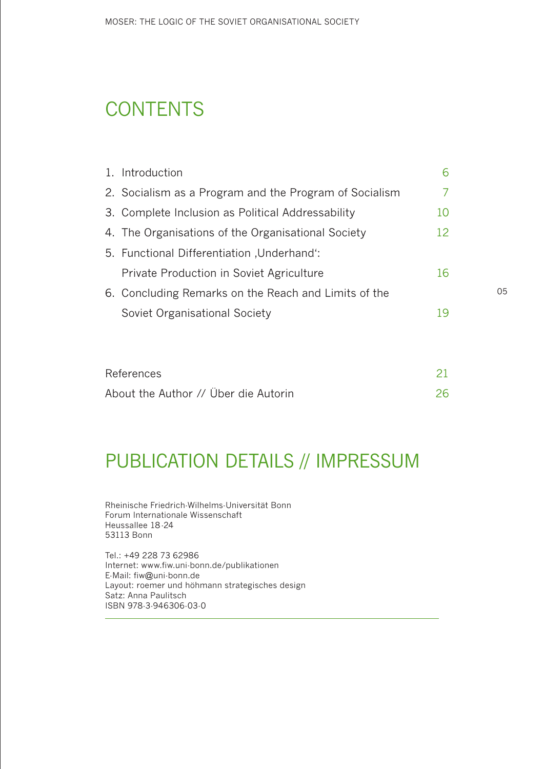# CONTENTS

| | |
|---|---|
| 1. Introduction | 6 |
| 2. Socialism as a Program and the Program of Socialism | 7 |
| 3. Complete Inclusion as Political Addressability | 10 |
| 4. The Organisations of the Organisational Society | 12 |
| 5. Functional Differentiation ‚Underhand': Private Production in Soviet Agriculture | 16 |
| 6. Concluding Remarks on the Reach and Limits of the Soviet Organisational Society | 19 |
| References | 21 |
| About the Author // Über die Autorin | 26 |

# PUBLICATION DETAILS // IMPRESSUM

Rheinische Friedrich-Wilhelms-Universität Bonn
Forum Internationale Wissenschaft
Heussallee 18-24
53113 Bonn

Tel.: +49 228 73 62986
Internet: www.fiw.uni-bonn.de/publikationen
E-Mail: fiw@uni-bonn.de
Layout: roemer und höhmann strategisches design
Satz: Anna Paulitsch
ISBN 978-3-946306-03-0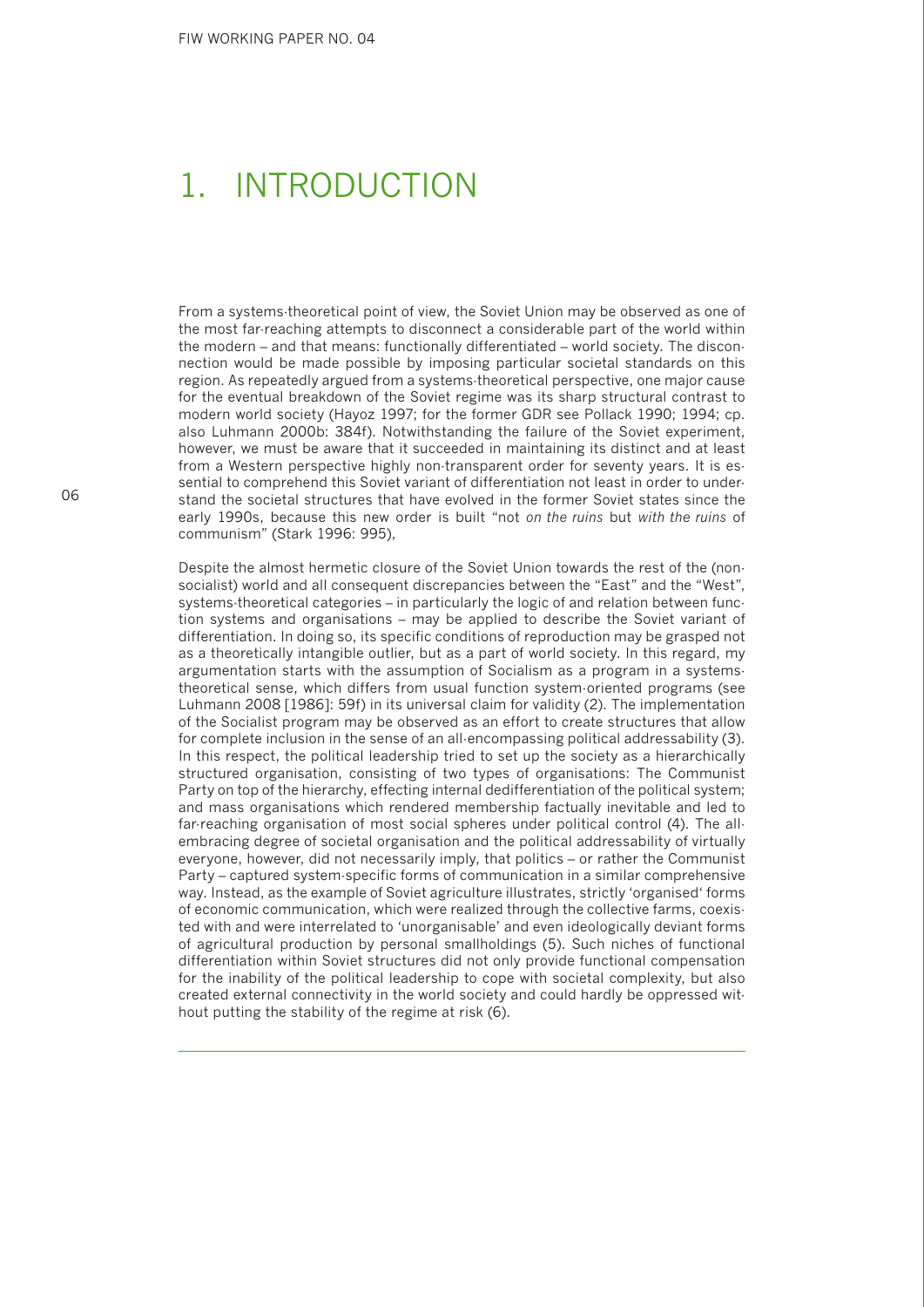# 1. INTRODUCTION

From a systems-theoretical point of view, the Soviet Union may be observed as one of the most far-reaching attempts to disconnect a considerable part of the world within the modern – and that means: functionally differentiated – world society. The disconnection would be made possible by imposing particular societal standards on this region. As repeatedly argued from a systems-theoretical perspective, one major cause for the eventual breakdown of the Soviet regime was its sharp structural contrast to modern world society (Hayoz 1997; for the former GDR see Pollack 1990; 1994; cp. also Luhmann 2000b: 384f). Notwithstanding the failure of the Soviet experiment, however, we must be aware that it succeeded in maintaining its distinct and at least from a Western perspective highly non-transparent order for seventy years. It is essential to comprehend this Soviet variant of differentiation not least in order to understand the societal structures that have evolved in the former Soviet states since the early 1990s, because this new order is built "not *on the ruins* but *with the ruins* of communism" (Stark 1996: 995),

Despite the almost hermetic closure of the Soviet Union towards the rest of the (non-socialist) world and all consequent discrepancies between the "East" and the "West", systems-theoretical categories – in particularly the logic of and relation between function systems and organisations – may be applied to describe the Soviet variant of differentiation. In doing so, its specific conditions of reproduction may be grasped not as a theoretically intangible outlier, but as a part of world society. In this regard, my argumentation starts with the assumption of Socialism as a program in a systems-theoretical sense, which differs from usual function system-oriented programs (see Luhmann 2008 [1986]: 59f) in its universal claim for validity (2). The implementation of the Socialist program may be observed as an effort to create structures that allow for complete inclusion in the sense of an all-encompassing political addressability (3). In this respect, the political leadership tried to set up the society as a hierarchically structured organisation, consisting of two types of organisations: The Communist Party on top of the hierarchy, effecting internal dedifferentiation of the political system; and mass organisations which rendered membership factually inevitable and led to far-reaching organisation of most social spheres under political control (4). The all-embracing degree of societal organisation and the political addressability of virtually everyone, however, did not necessarily imply, that politics – or rather the Communist Party – captured system-specific forms of communication in a similar comprehensive way. Instead, as the example of Soviet agriculture illustrates, strictly 'organised' forms of economic communication, which were realized through the collective farms, coexisted with and were interrelated to 'unorganisable' and even ideologically deviant forms of agricultural production by personal smallholdings (5). Such niches of functional differentiation within Soviet structures did not only provide functional compensation for the inability of the political leadership to cope with societal complexity, but also created external connectivity in the world society and could hardly be oppressed without putting the stability of the regime at risk (6).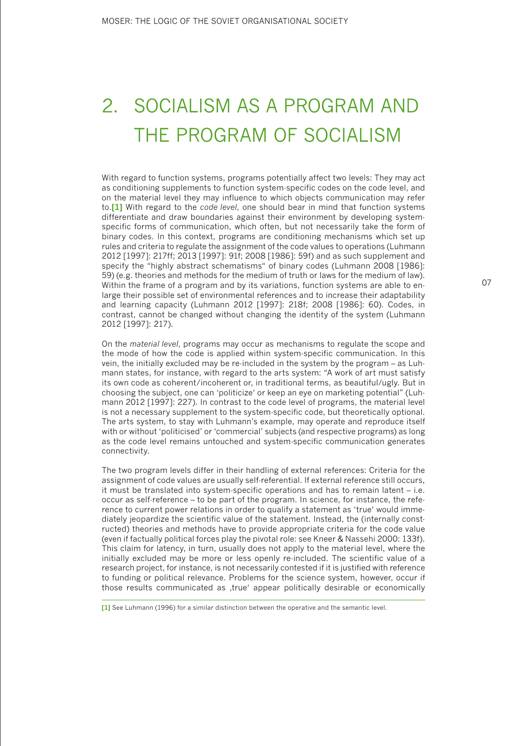# 2. SOCIALISM AS A PROGRAM AND THE PROGRAM OF SOCIALISM

With regard to function systems, programs potentially affect two levels: They may act as conditioning supplements to function system-specific codes on the code level, and on the material level they may influence to which objects communication may refer to.[1] With regard to the *code level*, one should bear in mind that function systems differentiate and draw boundaries against their environment by developing system-specific forms of communication, which often, but not necessarily take the form of binary codes. In this context, programs are conditioning mechanisms which set up rules and criteria to regulate the assignment of the code values to operations (Luhmann 2012 [1997]: 217ff; 2013 [1997]: 91f; 2008 [1986]: 59f) and as such supplement and specify the "highly abstract schematisms" of binary codes (Luhmann 2008 [1986]: 59) (e.g. theories and methods for the medium of truth or laws for the medium of law). Within the frame of a program and by its variations, function systems are able to enlarge their possible set of environmental references and to increase their adaptability and learning capacity (Luhmann 2012 [1997]: 218f; 2008 [1986]: 60). Codes, in contrast, cannot be changed without changing the identity of the system (Luhmann 2012 [1997]: 217).

On the *material level*, programs may occur as mechanisms to regulate the scope and the mode of how the code is applied within system-specific communication. In this vein, the initially excluded may be re-included in the system by the program – as Luhmann states, for instance, with regard to the arts system: "A work of art must satisfy its own code as coherent/incoherent or, in traditional terms, as beautiful/ugly. But in choosing the subject, one can 'politicize' or keep an eye on marketing potential" (Luhmann 2012 [1997]: 227). In contrast to the code level of programs, the material level is not a necessary supplement to the system-specific code, but theoretically optional. The arts system, to stay with Luhmann's example, may operate and reproduce itself with or without 'politicised' or 'commercial' subjects (and respective programs) as long as the code level remains untouched and system-specific communication generates connectivity.

The two program levels differ in their handling of external references: Criteria for the assignment of code values are usually self-referential. If external reference still occurs, it must be translated into system-specific operations and has to remain latent – i.e. occur as self-reference – to be part of the program. In science, for instance, the reference to current power relations in order to qualify a statement as 'true' would immediately jeopardize the scientific value of the statement. Instead, the (internally constructed) theories and methods have to provide appropriate criteria for the code value (even if factually political forces play the pivotal role: see Kneer & Nassehi 2000: 133f). This claim for latency, in turn, usually does not apply to the material level, where the initially excluded may be more or less openly re-included. The scientific value of a research project, for instance, is not necessarily contested if it is justified with reference to funding or political relevance. Problems for the science system, however, occur if those results communicated as ‚true' appear politically desirable or economically

[1] See Luhmann (1996) for a similar distinction between the operative and the semantic level.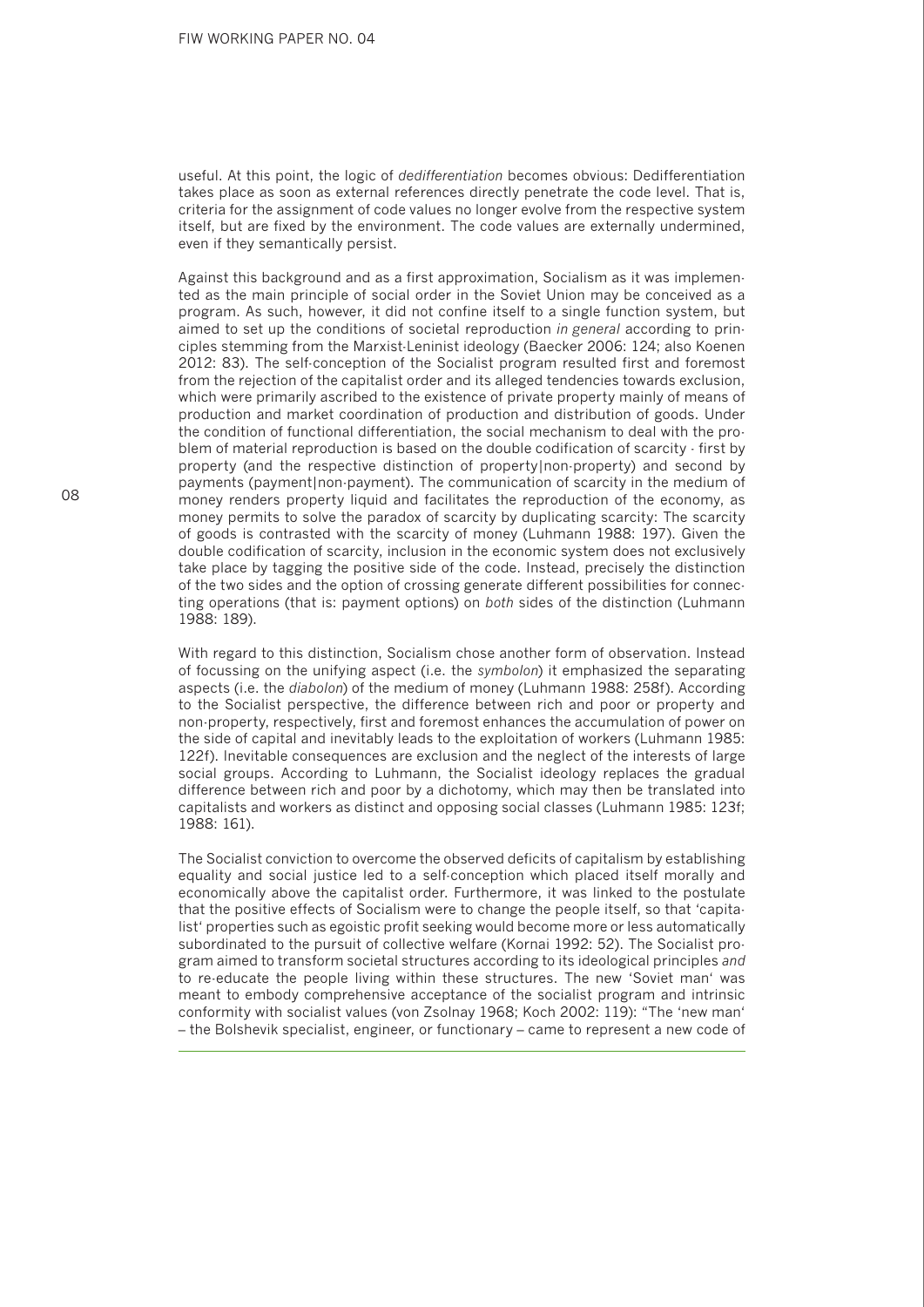useful. At this point, the logic of *dedifferentiation* becomes obvious: Dedifferentiation takes place as soon as external references directly penetrate the code level. That is, criteria for the assignment of code values no longer evolve from the respective system itself, but are fixed by the environment. The code values are externally undermined, even if they semantically persist.

Against this background and as a first approximation, Socialism as it was implemented as the main principle of social order in the Soviet Union may be conceived as a program. As such, however, it did not confine itself to a single function system, but aimed to set up the conditions of societal reproduction *in general* according to principles stemming from the Marxist-Leninist ideology (Baecker 2006: 124; also Koenen 2012: 83). The self-conception of the Socialist program resulted first and foremost from the rejection of the capitalist order and its alleged tendencies towards exclusion, which were primarily ascribed to the existence of private property mainly of means of production and market coordination of production and distribution of goods. Under the condition of functional differentiation, the social mechanism to deal with the problem of material reproduction is based on the double codification of scarcity - first by property (and the respective distinction of property|non-property) and second by payments (payment|non-payment). The communication of scarcity in the medium of money renders property liquid and facilitates the reproduction of the economy, as money permits to solve the paradox of scarcity by duplicating scarcity: The scarcity of goods is contrasted with the scarcity of money (Luhmann 1988: 197). Given the double codification of scarcity, inclusion in the economic system does not exclusively take place by tagging the positive side of the code. Instead, precisely the distinction of the two sides and the option of crossing generate different possibilities for connecting operations (that is: payment options) on *both* sides of the distinction (Luhmann 1988: 189).

With regard to this distinction, Socialism chose another form of observation. Instead of focussing on the unifying aspect (i.e. the *symbolon*) it emphasized the separating aspects (i.e. the *diabolon*) of the medium of money (Luhmann 1988: 258f). According to the Socialist perspective, the difference between rich and poor or property and non-property, respectively, first and foremost enhances the accumulation of power on the side of capital and inevitably leads to the exploitation of workers (Luhmann 1985: 122f). Inevitable consequences are exclusion and the neglect of the interests of large social groups. According to Luhmann, the Socialist ideology replaces the gradual difference between rich and poor by a dichotomy, which may then be translated into capitalists and workers as distinct and opposing social classes (Luhmann 1985: 123f; 1988: 161).

The Socialist conviction to overcome the observed deficits of capitalism by establishing equality and social justice led to a self-conception which placed itself morally and economically above the capitalist order. Furthermore, it was linked to the postulate that the positive effects of Socialism were to change the people itself, so that 'capitalist' properties such as egoistic profit seeking would become more or less automatically subordinated to the pursuit of collective welfare (Kornai 1992: 52). The Socialist program aimed to transform societal structures according to its ideological principles *and* to re-educate the people living within these structures. The new 'Soviet man' was meant to embody comprehensive acceptance of the socialist program and intrinsic conformity with socialist values (von Zsolnay 1968; Koch 2002: 119): "The 'new man' – the Bolshevik specialist, engineer, or functionary – came to represent a new code of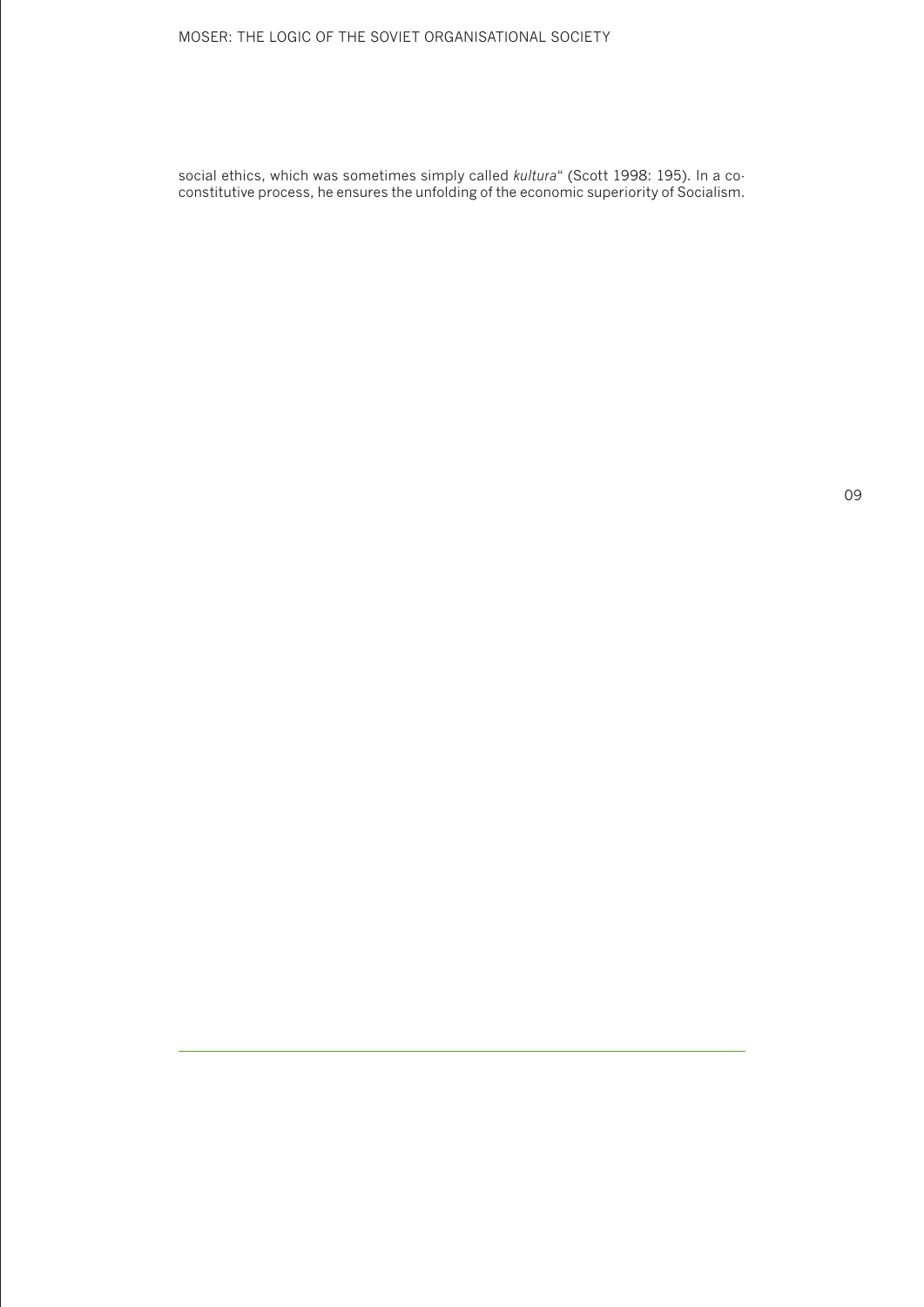social ethics, which was sometimes simply called *kultura*" (Scott 1998: 195). In a co-constitutive process, he ensures the unfolding of the economic superiority of Socialism.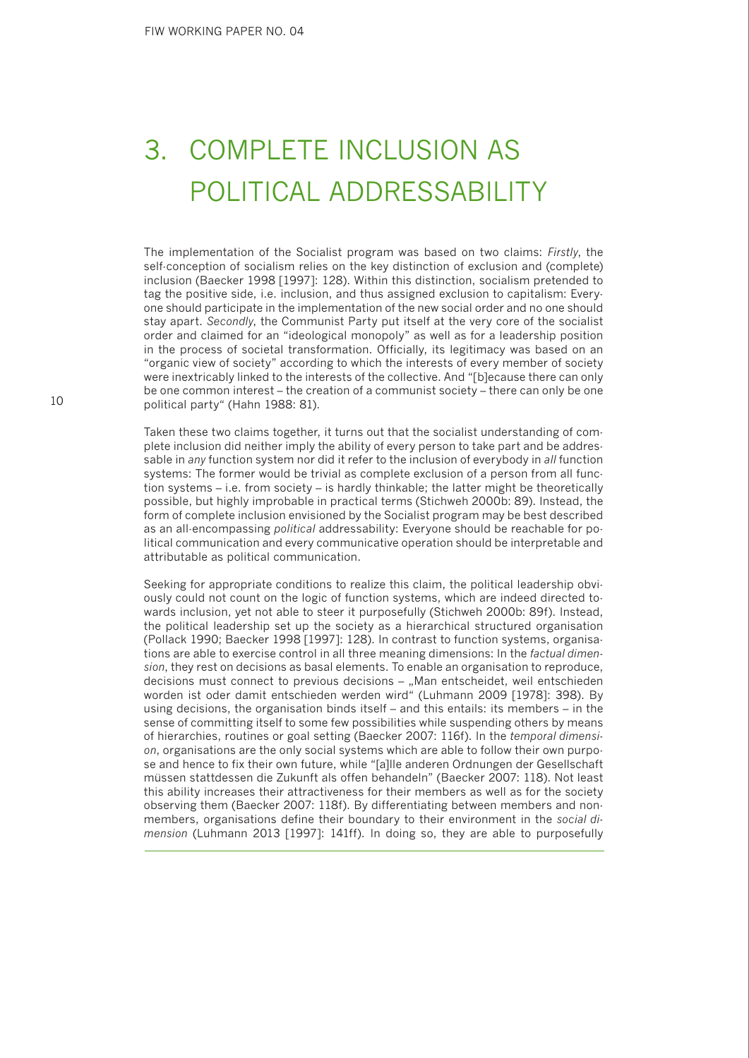# 3. COMPLETE INCLUSION AS POLITICAL ADDRESSABILITY

The implementation of the Socialist program was based on two claims: *Firstly*, the self-conception of socialism relies on the key distinction of exclusion and (complete) inclusion (Baecker 1998 [1997]: 128). Within this distinction, socialism pretended to tag the positive side, i.e. inclusion, and thus assigned exclusion to capitalism: Everyone should participate in the implementation of the new social order and no one should stay apart. *Secondly*, the Communist Party put itself at the very core of the socialist order and claimed for an "ideological monopoly" as well as for a leadership position in the process of societal transformation. Officially, its legitimacy was based on an "organic view of society" according to which the interests of every member of society were inextricably linked to the interests of the collective. And "[b]ecause there can only be one common interest – the creation of a communist society – there can only be one political party" (Hahn 1988: 81).

Taken these two claims together, it turns out that the socialist understanding of complete inclusion did neither imply the ability of every person to take part and be addressable in *any* function system nor did it refer to the inclusion of everybody in *all* function systems: The former would be trivial as complete exclusion of a person from all function systems – i.e. from society – is hardly thinkable; the latter might be theoretically possible, but highly improbable in practical terms (Stichweh 2000b: 89). Instead, the form of complete inclusion envisioned by the Socialist program may be best described as an all-encompassing *political* addressability: Everyone should be reachable for political communication and every communicative operation should be interpretable and attributable as political communication.

Seeking for appropriate conditions to realize this claim, the political leadership obviously could not count on the logic of function systems, which are indeed directed towards inclusion, yet not able to steer it purposefully (Stichweh 2000b: 89f). Instead, the political leadership set up the society as a hierarchical structured organisation (Pollack 1990; Baecker 1998 [1997]: 128). In contrast to function systems, organisations are able to exercise control in all three meaning dimensions: In the *factual dimension*, they rest on decisions as basal elements. To enable an organisation to reproduce, decisions must connect to previous decisions – „Man entscheidet, weil entschieden worden ist oder damit entschieden werden wird" (Luhmann 2009 [1978]: 398). By using decisions, the organisation binds itself – and this entails: its members – in the sense of committing itself to some few possibilities while suspending others by means of hierarchies, routines or goal setting (Baecker 2007: 116f). In the *temporal dimension*, organisations are the only social systems which are able to follow their own purpose and hence to fix their own future, while "[a]lle anderen Ordnungen der Gesellschaft müssen stattdessen die Zukunft als offen behandeln" (Baecker 2007: 118). Not least this ability increases their attractiveness for their members as well as for the society observing them (Baecker 2007: 118f). By differentiating between members and non-members, organisations define their boundary to their environment in the *social dimension* (Luhmann 2013 [1997]: 141ff). In doing so, they are able to purposefully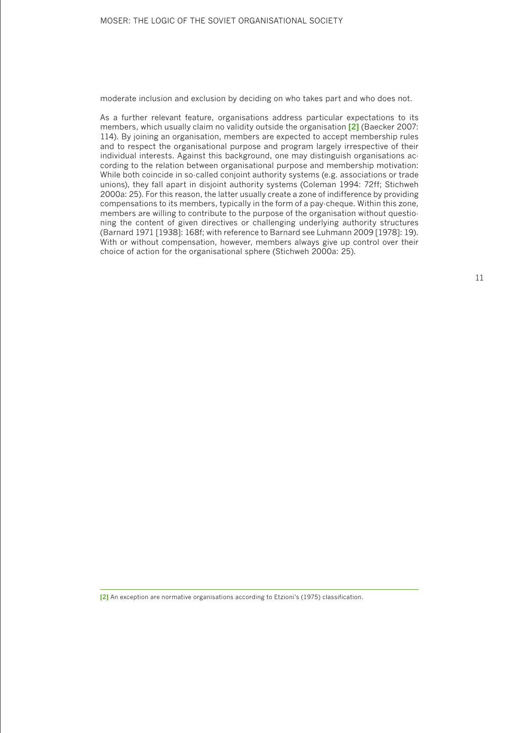moderate inclusion and exclusion by deciding on who takes part and who does not.

As a further relevant feature, organisations address particular expectations to its members, which usually claim no validity outside the organisation [2] (Baecker 2007: 114). By joining an organisation, members are expected to accept membership rules and to respect the organisational purpose and program largely irrespective of their individual interests. Against this background, one may distinguish organisations according to the relation between organisational purpose and membership motivation: While both coincide in so-called conjoint authority systems (e.g. associations or trade unions), they fall apart in disjoint authority systems (Coleman 1994: 72ff; Stichweh 2000a: 25). For this reason, the latter usually create a zone of indifference by providing compensations to its members, typically in the form of a pay-cheque. Within this zone, members are willing to contribute to the purpose of the organisation without questioning the content of given directives or challenging underlying authority structures (Barnard 1971 [1938]: 168f; with reference to Barnard see Luhmann 2009 [1978]: 19). With or without compensation, however, members always give up control over their choice of action for the organisational sphere (Stichweh 2000a: 25).

[2] An exception are normative organisations according to Etzioni's (1975) classification.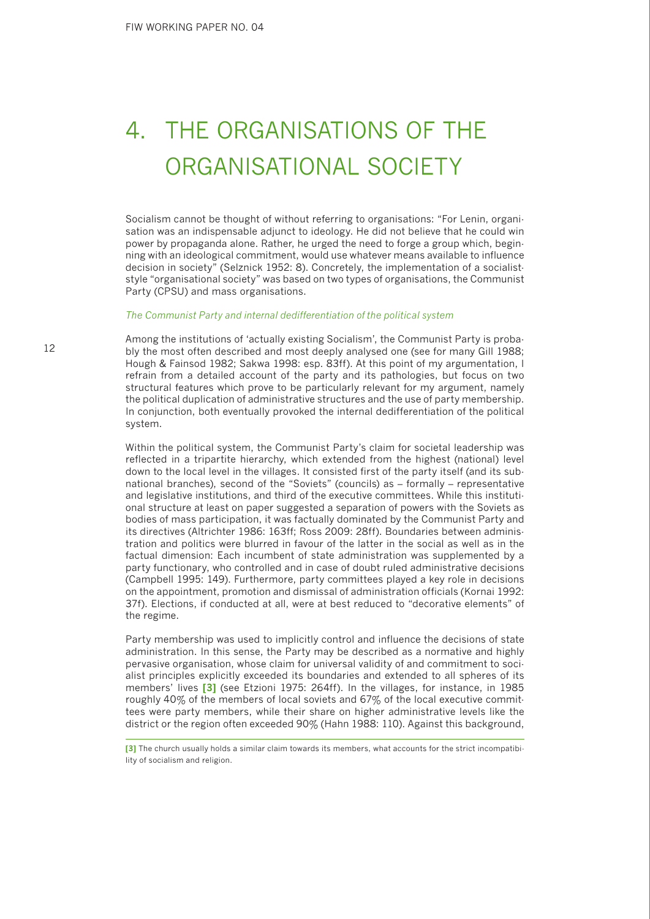# 4. THE ORGANISATIONS OF THE ORGANISATIONAL SOCIETY

Socialism cannot be thought of without referring to organisations: "For Lenin, organisation was an indispensable adjunct to ideology. He did not believe that he could win power by propaganda alone. Rather, he urged the need to forge a group which, beginning with an ideological commitment, would use whatever means available to influence decision in society" (Selznick 1952: 8). Concretely, the implementation of a socialist-style "organisational society" was based on two types of organisations, the Communist Party (CPSU) and mass organisations.

*The Communist Party and internal dedifferentiation of the political system*

Among the institutions of 'actually existing Socialism', the Communist Party is probably the most often described and most deeply analysed one (see for many Gill 1988; Hough & Fainsod 1982; Sakwa 1998: esp. 83ff). At this point of my argumentation, I refrain from a detailed account of the party and its pathologies, but focus on two structural features which prove to be particularly relevant for my argument, namely the political duplication of administrative structures and the use of party membership. In conjunction, both eventually provoked the internal dedifferentiation of the political system.

Within the political system, the Communist Party's claim for societal leadership was reflected in a tripartite hierarchy, which extended from the highest (national) level down to the local level in the villages. It consisted first of the party itself (and its subnational branches), second of the "Soviets" (councils) as – formally – representative and legislative institutions, and third of the executive committees. While this institutional structure at least on paper suggested a separation of powers with the Soviets as bodies of mass participation, it was factually dominated by the Communist Party and its directives (Altrichter 1986: 163ff; Ross 2009: 28ff). Boundaries between administration and politics were blurred in favour of the latter in the social as well as in the factual dimension: Each incumbent of state administration was supplemented by a party functionary, who controlled and in case of doubt ruled administrative decisions (Campbell 1995: 149). Furthermore, party committees played a key role in decisions on the appointment, promotion and dismissal of administration officials (Kornai 1992: 37f). Elections, if conducted at all, were at best reduced to "decorative elements" of the regime.

Party membership was used to implicitly control and influence the decisions of state administration. In this sense, the Party may be described as a normative and highly pervasive organisation, whose claim for universal validity of and commitment to socialist principles explicitly exceeded its boundaries and extended to all spheres of its members' lives **[3]** (see Etzioni 1975: 264ff). In the villages, for instance, in 1985 roughly 40% of the members of local soviets and 67% of the local executive committees were party members, while their share on higher administrative levels like the district or the region often exceeded 90% (Hahn 1988: 110). Against this background,

**[3]** The church usually holds a similar claim towards its members, what accounts for the strict incompatibility of socialism and religion.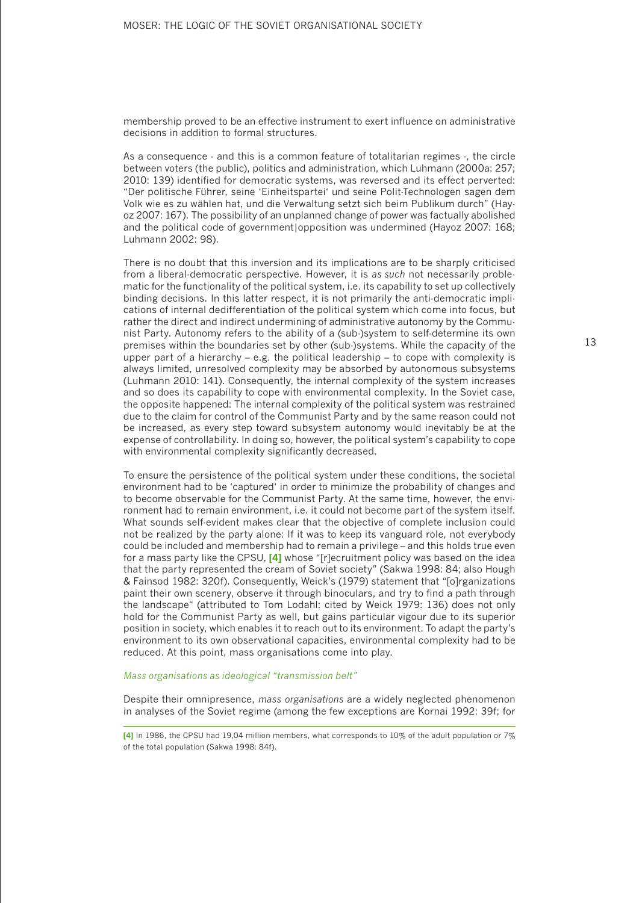membership proved to be an effective instrument to exert influence on administrative decisions in addition to formal structures.

As a consequence - and this is a common feature of totalitarian regimes -, the circle between voters (the public), politics and administration, which Luhmann (2000a: 257; 2010: 139) identified for democratic systems, was reversed and its effect perverted: "Der politische Führer, seine 'Einheitspartei' und seine Polit-Technologen sagen dem Volk wie es zu wählen hat, und die Verwaltung setzt sich beim Publikum durch" (Hayoz 2007: 167). The possibility of an unplanned change of power was factually abolished and the political code of government|opposition was undermined (Hayoz 2007: 168; Luhmann 2002: 98).

There is no doubt that this inversion and its implications are to be sharply criticised from a liberal-democratic perspective. However, it is *as such* not necessarily problematic for the functionality of the political system, i.e. its capability to set up collectively binding decisions. In this latter respect, it is not primarily the anti-democratic implications of internal dedifferentiation of the political system which come into focus, but rather the direct and indirect undermining of administrative autonomy by the Communist Party. Autonomy refers to the ability of a (sub-)system to self-determine its own premises within the boundaries set by other (sub-)systems. While the capacity of the upper part of a hierarchy – e.g. the political leadership – to cope with complexity is always limited, unresolved complexity may be absorbed by autonomous subsystems (Luhmann 2010: 141). Consequently, the internal complexity of the system increases and so does its capability to cope with environmental complexity. In the Soviet case, the opposite happened: The internal complexity of the political system was restrained due to the claim for control of the Communist Party and by the same reason could not be increased, as every step toward subsystem autonomy would inevitably be at the expense of controllability. In doing so, however, the political system's capability to cope with environmental complexity significantly decreased.

To ensure the persistence of the political system under these conditions, the societal environment had to be 'captured' in order to minimize the probability of changes and to become observable for the Communist Party. At the same time, however, the environment had to remain environment, i.e. it could not become part of the system itself. What sounds self-evident makes clear that the objective of complete inclusion could not be realized by the party alone: If it was to keep its vanguard role, not everybody could be included and membership had to remain a privilege – and this holds true even for a mass party like the CPSU, [4] whose "[r]ecruitment policy was based on the idea that the party represented the cream of Soviet society" (Sakwa 1998: 84; also Hough & Fainsod 1982: 320f). Consequently, Weick's (1979) statement that "[o]rganizations paint their own scenery, observe it through binoculars, and try to find a path through the landscape" (attributed to Tom Lodahl: cited by Weick 1979: 136) does not only hold for the Communist Party as well, but gains particular vigour due to its superior position in society, which enables it to reach out to its environment. To adapt the party's environment to its own observational capacities, environmental complexity had to be reduced. At this point, mass organisations come into play.

*Mass organisations as ideological "transmission belt"*

Despite their omnipresence, *mass organisations* are a widely neglected phenomenon in analyses of the Soviet regime (among the few exceptions are Kornai 1992: 39f; for

[4] In 1986, the CPSU had 19,04 million members, what corresponds to 10% of the adult population or 7% of the total population (Sakwa 1998: 84f).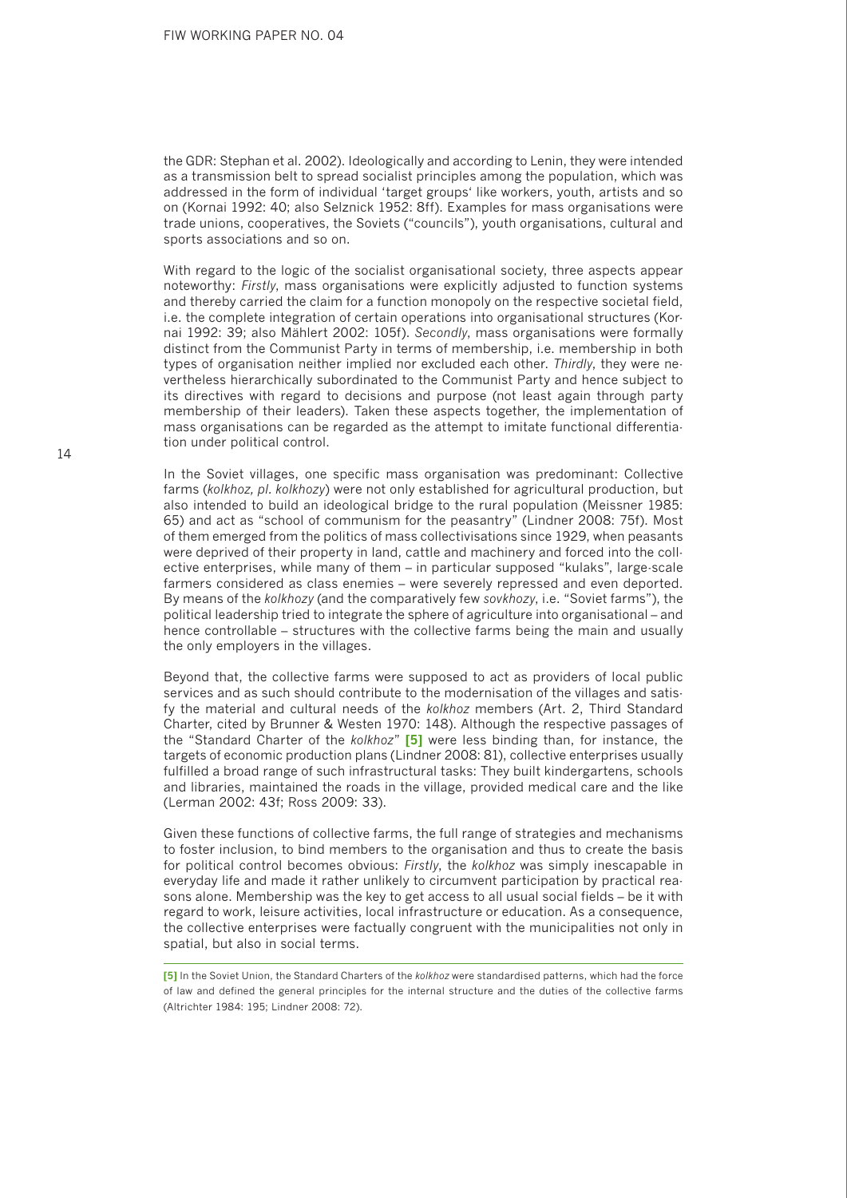the GDR: Stephan et al. 2002). Ideologically and according to Lenin, they were intended as a transmission belt to spread socialist principles among the population, which was addressed in the form of individual 'target groups' like workers, youth, artists and so on (Kornai 1992: 40; also Selznick 1952: 8ff). Examples for mass organisations were trade unions, cooperatives, the Soviets ("councils"), youth organisations, cultural and sports associations and so on.

With regard to the logic of the socialist organisational society, three aspects appear noteworthy: *Firstly*, mass organisations were explicitly adjusted to function systems and thereby carried the claim for a function monopoly on the respective societal field, i.e. the complete integration of certain operations into organisational structures (Kornai 1992: 39; also Mählert 2002: 105f). *Secondly*, mass organisations were formally distinct from the Communist Party in terms of membership, i.e. membership in both types of organisation neither implied nor excluded each other. *Thirdly*, they were nevertheless hierarchically subordinated to the Communist Party and hence subject to its directives with regard to decisions and purpose (not least again through party membership of their leaders). Taken these aspects together, the implementation of mass organisations can be regarded as the attempt to imitate functional differentiation under political control.

In the Soviet villages, one specific mass organisation was predominant: Collective farms (*kolkhoz, pl. kolkhozy*) were not only established for agricultural production, but also intended to build an ideological bridge to the rural population (Meissner 1985: 65) and act as "school of communism for the peasantry" (Lindner 2008: 75f). Most of them emerged from the politics of mass collectivisations since 1929, when peasants were deprived of their property in land, cattle and machinery and forced into the collective enterprises, while many of them – in particular supposed "kulaks", large-scale farmers considered as class enemies – were severely repressed and even deported. By means of the *kolkhozy* (and the comparatively few *sovkhozy*, i.e. "Soviet farms"), the political leadership tried to integrate the sphere of agriculture into organisational – and hence controllable – structures with the collective farms being the main and usually the only employers in the villages.

Beyond that, the collective farms were supposed to act as providers of local public services and as such should contribute to the modernisation of the villages and satisfy the material and cultural needs of the *kolkhoz* members (Art. 2, Third Standard Charter, cited by Brunner & Westen 1970: 148). Although the respective passages of the "Standard Charter of the *kolkhoz*" **[5]** were less binding than, for instance, the targets of economic production plans (Lindner 2008: 81), collective enterprises usually fulfilled a broad range of such infrastructural tasks: They built kindergartens, schools and libraries, maintained the roads in the village, provided medical care and the like (Lerman 2002: 43f; Ross 2009: 33).

Given these functions of collective farms, the full range of strategies and mechanisms to foster inclusion, to bind members to the organisation and thus to create the basis for political control becomes obvious: *Firstly*, the *kolkhoz* was simply inescapable in everyday life and made it rather unlikely to circumvent participation by practical reasons alone. Membership was the key to get access to all usual social fields – be it with regard to work, leisure activities, local infrastructure or education. As a consequence, the collective enterprises were factually congruent with the municipalities not only in spatial, but also in social terms.

**[5]** In the Soviet Union, the Standard Charters of the *kolkhoz* were standardised patterns, which had the force of law and defined the general principles for the internal structure and the duties of the collective farms (Altrichter 1984: 195; Lindner 2008: 72).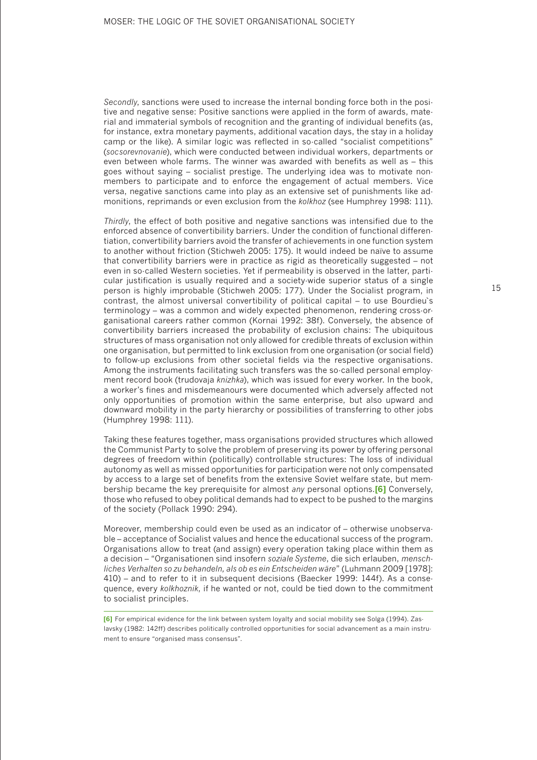*Secondly*, sanctions were used to increase the internal bonding force both in the positive and negative sense: Positive sanctions were applied in the form of awards, material and immaterial symbols of recognition and the granting of individual benefits (as, for instance, extra monetary payments, additional vacation days, the stay in a holiday camp or the like). A similar logic was reflected in so-called "socialist competitions" (*socsorevnovanie*), which were conducted between individual workers, departments or even between whole farms. The winner was awarded with benefits as well as – this goes without saying – socialist prestige. The underlying idea was to motivate nonmembers to participate and to enforce the engagement of actual members. Vice versa, negative sanctions came into play as an extensive set of punishments like admonitions, reprimands or even exclusion from the *kolkhoz* (see Humphrey 1998: 111).

*Thirdly*, the effect of both positive and negative sanctions was intensified due to the enforced absence of convertibility barriers. Under the condition of functional differentiation, convertibility barriers avoid the transfer of achievements in one function system to another without friction (Stichweh 2005: 175). It would indeed be naïve to assume that convertibility barriers were in practice as rigid as theoretically suggested – not even in so-called Western societies. Yet if permeability is observed in the latter, particular justification is usually required and a society-wide superior status of a single person is highly improbable (Stichweh 2005: 177). Under the Socialist program, in contrast, the almost universal convertibility of political capital – to use Bourdieu`s terminology – was a common and widely expected phenomenon, rendering cross-organisational careers rather common (Kornai 1992: 38f). Conversely, the absence of convertibility barriers increased the probability of exclusion chains: The ubiquitous structures of mass organisation not only allowed for credible threats of exclusion within one organisation, but permitted to link exclusion from one organisation (or social field) to follow-up exclusions from other societal fields via the respective organisations. Among the instruments facilitating such transfers was the so-called personal employment record book (trudovaja *knizhka*), which was issued for every worker. In the book, a worker's fines and misdemeanours were documented which adversely affected not only opportunities of promotion within the same enterprise, but also upward and downward mobility in the party hierarchy or possibilities of transferring to other jobs (Humphrey 1998: 111).

Taking these features together, mass organisations provided structures which allowed the Communist Party to solve the problem of preserving its power by offering personal degrees of freedom within (politically) controllable structures: The loss of individual autonomy as well as missed opportunities for participation were not only compensated by access to a large set of benefits from the extensive Soviet welfare state, but membership became the key prerequisite for almost *any* personal options.**[6]** Conversely, those who refused to obey political demands had to expect to be pushed to the margins of the society (Pollack 1990: 294).

Moreover, membership could even be used as an indicator of – otherwise unobservable – acceptance of Socialist values and hence the educational success of the program. Organisations allow to treat (and assign) every operation taking place within them as a decision – "Organisationen sind insofern *soziale Systeme*, die sich erlauben, *menschliches Verhalten so zu behandeln, als ob es ein Entscheiden wäre*" (Luhmann 2009 [1978]: 410) – and to refer to it in subsequent decisions (Baecker 1999: 144f). As a consequence, every *kolkhoznik*, if he wanted or not, could be tied down to the commitment to socialist principles.

---

**[6]** For empirical evidence for the link between system loyalty and social mobility see Solga (1994). Zaslavsky (1982: 142ff) describes politically controlled opportunities for social advancement as a main instrument to ensure "organised mass consensus".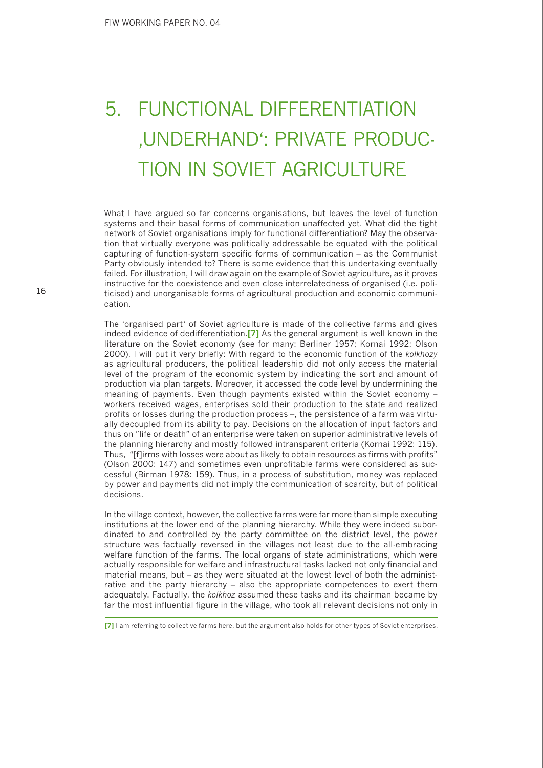# 5. FUNCTIONAL DIFFERENTIATION ‚UNDERHAND': PRIVATE PRODUCTION IN SOVIET AGRICULTURE

What I have argued so far concerns organisations, but leaves the level of function systems and their basal forms of communication unaffected yet. What did the tight network of Soviet organisations imply for functional differentiation? May the observation that virtually everyone was politically addressable be equated with the political capturing of function-system specific forms of communication – as the Communist Party obviously intended to? There is some evidence that this undertaking eventually failed. For illustration, I will draw again on the example of Soviet agriculture, as it proves instructive for the coexistence and even close interrelatedness of organised (i.e. politicised) and unorganisable forms of agricultural production and economic communication.

The 'organised part' of Soviet agriculture is made of the collective farms and gives indeed evidence of dedifferentiation.**[7]** As the general argument is well known in the literature on the Soviet economy (see for many: Berliner 1957; Kornai 1992; Olson 2000), I will put it very briefly: With regard to the economic function of the *kolkhozy* as agricultural producers, the political leadership did not only access the material level of the program of the economic system by indicating the sort and amount of production via plan targets. Moreover, it accessed the code level by undermining the meaning of payments. Even though payments existed within the Soviet economy – workers received wages, enterprises sold their production to the state and realized profits or losses during the production process –, the persistence of a farm was virtually decoupled from its ability to pay. Decisions on the allocation of input factors and thus on "life or death" of an enterprise were taken on superior administrative levels of the planning hierarchy and mostly followed intransparent criteria (Kornai 1992: 115). Thus, "[f]irms with losses were about as likely to obtain resources as firms with profits" (Olson 2000: 147) and sometimes even unprofitable farms were considered as successful (Birman 1978: 159). Thus, in a process of substitution, money was replaced by power and payments did not imply the communication of scarcity, but of political decisions.

In the village context, however, the collective farms were far more than simple executing institutions at the lower end of the planning hierarchy. While they were indeed subordinated to and controlled by the party committee on the district level, the power structure was factually reversed in the villages not least due to the all-embracing welfare function of the farms. The local organs of state administrations, which were actually responsible for welfare and infrastructural tasks lacked not only financial and material means, but – as they were situated at the lowest level of both the administrative and the party hierarchy – also the appropriate competences to exert them adequately. Factually, the *kolkhoz* assumed these tasks and its chairman became by far the most influential figure in the village, who took all relevant decisions not only in

**[7]** I am referring to collective farms here, but the argument also holds for other types of Soviet enterprises.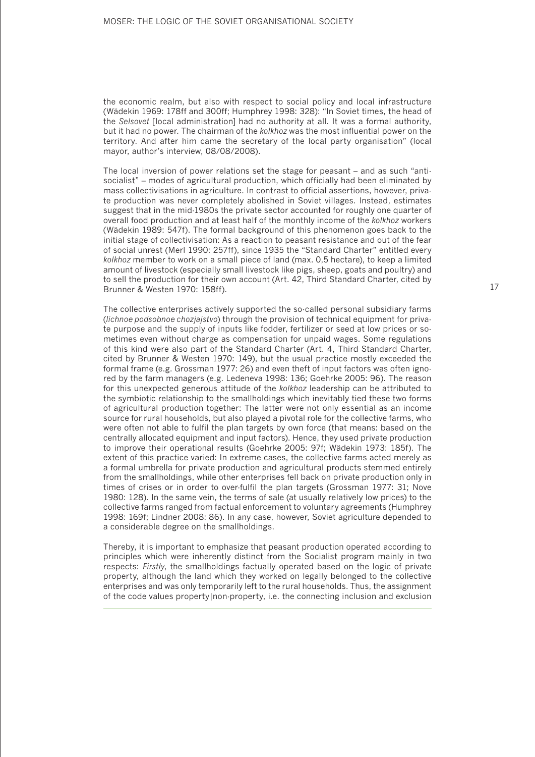the economic realm, but also with respect to social policy and local infrastructure (Wädekin 1969: 178ff and 300ff; Humphrey 1998: 328): "In Soviet times, the head of the *Selsovet* [local administration] had no authority at all. It was a formal authority, but it had no power. The chairman of the *kolkhoz* was the most influential power on the territory. And after him came the secretary of the local party organisation" (local mayor, author's interview, 08/08/2008).

The local inversion of power relations set the stage for peasant – and as such "anti-socialist" – modes of agricultural production, which officially had been eliminated by mass collectivisations in agriculture. In contrast to official assertions, however, private production was never completely abolished in Soviet villages. Instead, estimates suggest that in the mid-1980s the private sector accounted for roughly one quarter of overall food production and at least half of the monthly income of the *kolkhoz* workers (Wädekin 1989: 547f). The formal background of this phenomenon goes back to the initial stage of collectivisation: As a reaction to peasant resistance and out of the fear of social unrest (Merl 1990: 257ff), since 1935 the "Standard Charter" entitled every *kolkhoz* member to work on a small piece of land (max. 0,5 hectare), to keep a limited amount of livestock (especially small livestock like pigs, sheep, goats and poultry) and to sell the production for their own account (Art. 42, Third Standard Charter, cited by Brunner & Westen 1970: 158ff).

The collective enterprises actively supported the so-called personal subsidiary farms (*lichnoe podsobnoe chozjajstvo*) through the provision of technical equipment for private purpose and the supply of inputs like fodder, fertilizer or seed at low prices or sometimes even without charge as compensation for unpaid wages. Some regulations of this kind were also part of the Standard Charter (Art. 4, Third Standard Charter, cited by Brunner & Westen 1970: 149), but the usual practice mostly exceeded the formal frame (e.g. Grossman 1977: 26) and even theft of input factors was often ignored by the farm managers (e.g. Ledeneva 1998: 136; Goehrke 2005: 96). The reason for this unexpected generous attitude of the *kolkhoz* leadership can be attributed to the symbiotic relationship to the smallholdings which inevitably tied these two forms of agricultural production together: The latter were not only essential as an income source for rural households, but also played a pivotal role for the collective farms, who were often not able to fulfil the plan targets by own force (that means: based on the centrally allocated equipment and input factors). Hence, they used private production to improve their operational results (Goehrke 2005: 97f; Wädekin 1973: 185f). The extent of this practice varied: In extreme cases, the collective farms acted merely as a formal umbrella for private production and agricultural products stemmed entirely from the smallholdings, while other enterprises fell back on private production only in times of crises or in order to over-fulfil the plan targets (Grossman 1977: 31; Nove 1980: 128). In the same vein, the terms of sale (at usually relatively low prices) to the collective farms ranged from factual enforcement to voluntary agreements (Humphrey 1998: 169f; Lindner 2008: 86). In any case, however, Soviet agriculture depended to a considerable degree on the smallholdings.

Thereby, it is important to emphasize that peasant production operated according to principles which were inherently distinct from the Socialist program mainly in two respects: *Firstly*, the smallholdings factually operated based on the logic of private property, although the land which they worked on legally belonged to the collective enterprises and was only temporarily left to the rural households. Thus, the assignment of the code values property|non-property, i.e. the connecting inclusion and exclusion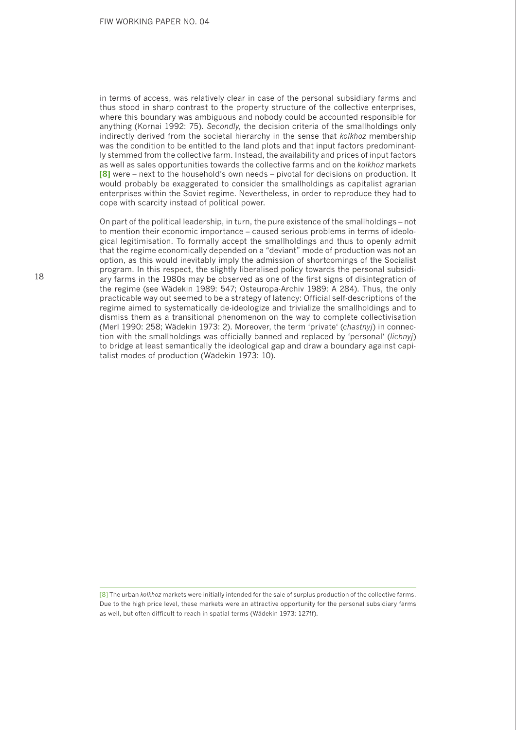in terms of access, was relatively clear in case of the personal subsidiary farms and thus stood in sharp contrast to the property structure of the collective enterprises, where this boundary was ambiguous and nobody could be accounted responsible for anything (Kornai 1992: 75). *Secondly*, the decision criteria of the smallholdings only indirectly derived from the societal hierarchy in the sense that *kolkhoz* membership was the condition to be entitled to the land plots and that input factors predominantly stemmed from the collective farm. Instead, the availability and prices of input factors as well as sales opportunities towards the collective farms and on the *kolkhoz* markets **[8]** were – next to the household's own needs – pivotal for decisions on production. It would probably be exaggerated to consider the smallholdings as capitalist agrarian enterprises within the Soviet regime. Nevertheless, in order to reproduce they had to cope with scarcity instead of political power.

On part of the political leadership, in turn, the pure existence of the smallholdings – not to mention their economic importance – caused serious problems in terms of ideological legitimisation. To formally accept the smallholdings and thus to openly admit that the regime economically depended on a "deviant" mode of production was not an option, as this would inevitably imply the admission of shortcomings of the Socialist program. In this respect, the slightly liberalised policy towards the personal subsidiary farms in the 1980s may be observed as one of the first signs of disintegration of the regime (see Wädekin 1989: 547; Osteuropa-Archiv 1989: A 284). Thus, the only practicable way out seemed to be a strategy of latency: Official self-descriptions of the regime aimed to systematically de-ideologize and trivialize the smallholdings and to dismiss them as a transitional phenomenon on the way to complete collectivisation (Merl 1990: 258; Wädekin 1973: 2). Moreover, the term 'private' (*chastnyj*) in connection with the smallholdings was officially banned and replaced by 'personal' (*lichnyj*) to bridge at least semantically the ideological gap and draw a boundary against capitalist modes of production (Wädekin 1973: 10).

[8] The urban *kolkhoz* markets were initially intended for the sale of surplus production of the collective farms. Due to the high price level, these markets were an attractive opportunity for the personal subsidiary farms as well, but often difficult to reach in spatial terms (Wädekin 1973: 127ff).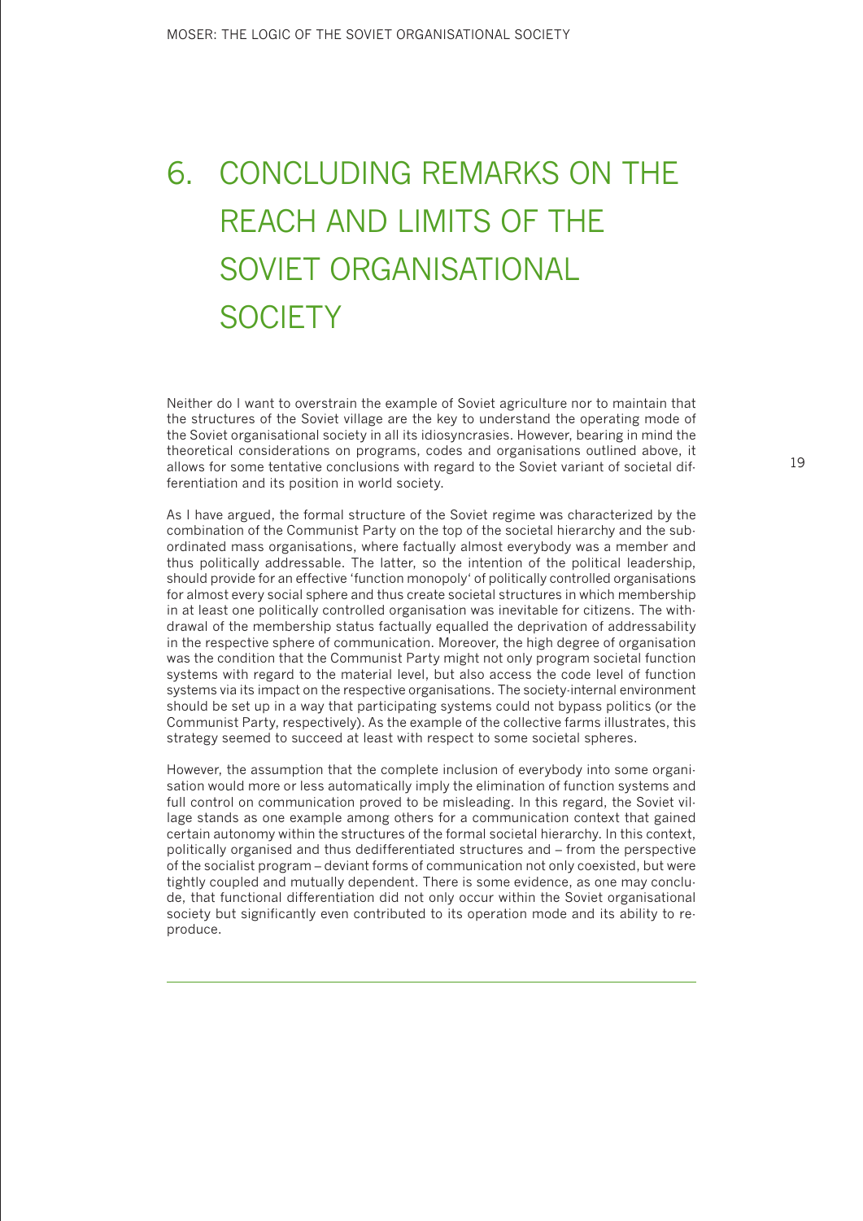# 6. CONCLUDING REMARKS ON THE REACH AND LIMITS OF THE SOVIET ORGANISATIONAL SOCIETY

Neither do I want to overstrain the example of Soviet agriculture nor to maintain that the structures of the Soviet village are the key to understand the operating mode of the Soviet organisational society in all its idiosyncrasies. However, bearing in mind the theoretical considerations on programs, codes and organisations outlined above, it allows for some tentative conclusions with regard to the Soviet variant of societal differentiation and its position in world society.

As I have argued, the formal structure of the Soviet regime was characterized by the combination of the Communist Party on the top of the societal hierarchy and the subordinated mass organisations, where factually almost everybody was a member and thus politically addressable. The latter, so the intention of the political leadership, should provide for an effective 'function monopoly' of politically controlled organisations for almost every social sphere and thus create societal structures in which membership in at least one politically controlled organisation was inevitable for citizens. The withdrawal of the membership status factually equalled the deprivation of addressability in the respective sphere of communication. Moreover, the high degree of organisation was the condition that the Communist Party might not only program societal function systems with regard to the material level, but also access the code level of function systems via its impact on the respective organisations. The society-internal environment should be set up in a way that participating systems could not bypass politics (or the Communist Party, respectively). As the example of the collective farms illustrates, this strategy seemed to succeed at least with respect to some societal spheres.

However, the assumption that the complete inclusion of everybody into some organisation would more or less automatically imply the elimination of function systems and full control on communication proved to be misleading. In this regard, the Soviet village stands as one example among others for a communication context that gained certain autonomy within the structures of the formal societal hierarchy. In this context, politically organised and thus dedifferentiated structures and – from the perspective of the socialist program – deviant forms of communication not only coexisted, but were tightly coupled and mutually dependent. There is some evidence, as one may conclude, that functional differentiation did not only occur within the Soviet organisational society but significantly even contributed to its operation mode and its ability to reproduce.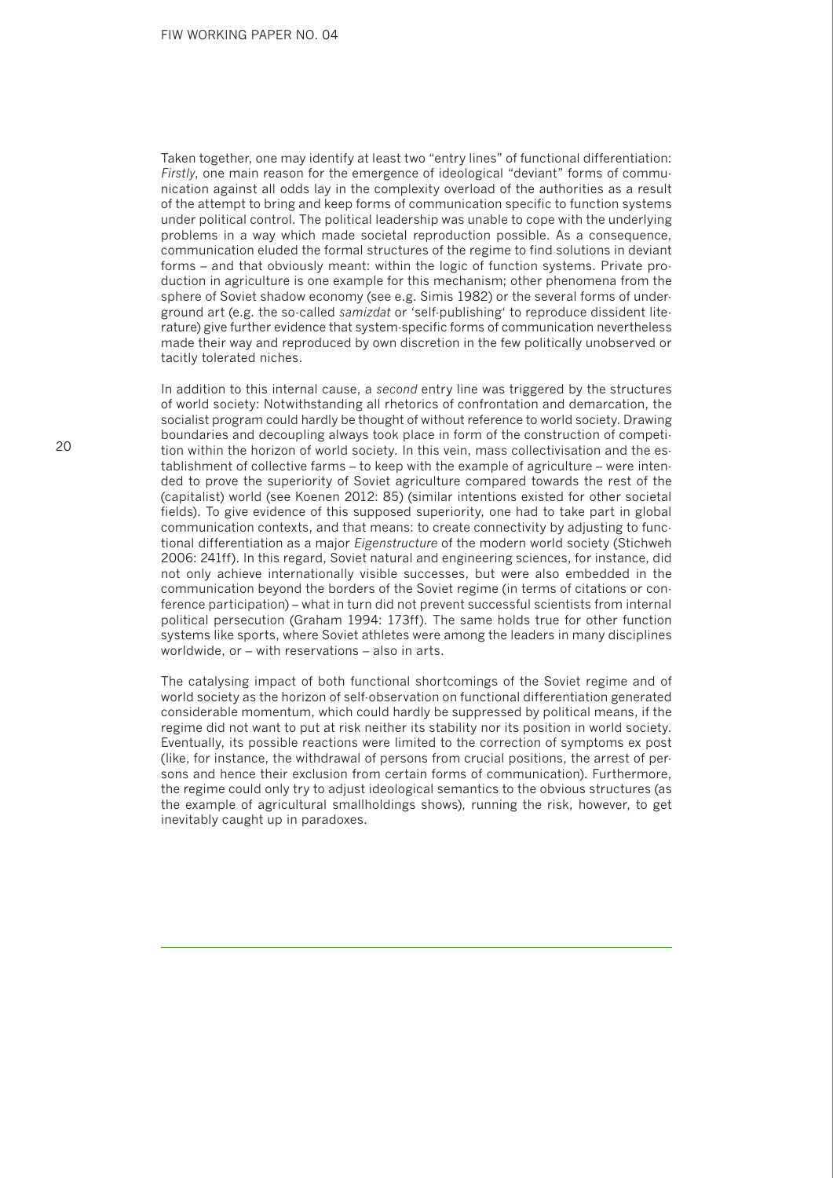Taken together, one may identify at least two "entry lines" of functional differentiation: *Firstly*, one main reason for the emergence of ideological "deviant" forms of communication against all odds lay in the complexity overload of the authorities as a result of the attempt to bring and keep forms of communication specific to function systems under political control. The political leadership was unable to cope with the underlying problems in a way which made societal reproduction possible. As a consequence, communication eluded the formal structures of the regime to find solutions in deviant forms – and that obviously meant: within the logic of function systems. Private production in agriculture is one example for this mechanism; other phenomena from the sphere of Soviet shadow economy (see e.g. Simis 1982) or the several forms of underground art (e.g. the so-called *samizdat* or 'self-publishing' to reproduce dissident literature) give further evidence that system-specific forms of communication nevertheless made their way and reproduced by own discretion in the few politically unobserved or tacitly tolerated niches.

In addition to this internal cause, a *second* entry line was triggered by the structures of world society: Notwithstanding all rhetorics of confrontation and demarcation, the socialist program could hardly be thought of without reference to world society. Drawing boundaries and decoupling always took place in form of the construction of competition within the horizon of world society. In this vein, mass collectivisation and the establishment of collective farms – to keep with the example of agriculture – were intended to prove the superiority of Soviet agriculture compared towards the rest of the (capitalist) world (see Koenen 2012: 85) (similar intentions existed for other societal fields). To give evidence of this supposed superiority, one had to take part in global communication contexts, and that means: to create connectivity by adjusting to functional differentiation as a major *Eigenstructure* of the modern world society (Stichweh 2006: 241ff). In this regard, Soviet natural and engineering sciences, for instance, did not only achieve internationally visible successes, but were also embedded in the communication beyond the borders of the Soviet regime (in terms of citations or conference participation) – what in turn did not prevent successful scientists from internal political persecution (Graham 1994: 173ff). The same holds true for other function systems like sports, where Soviet athletes were among the leaders in many disciplines worldwide, or – with reservations – also in arts.

The catalysing impact of both functional shortcomings of the Soviet regime and of world society as the horizon of self-observation on functional differentiation generated considerable momentum, which could hardly be suppressed by political means, if the regime did not want to put at risk neither its stability nor its position in world society. Eventually, its possible reactions were limited to the correction of symptoms ex post (like, for instance, the withdrawal of persons from crucial positions, the arrest of persons and hence their exclusion from certain forms of communication). Furthermore, the regime could only try to adjust ideological semantics to the obvious structures (as the example of agricultural smallholdings shows), running the risk, however, to get inevitably caught up in paradoxes.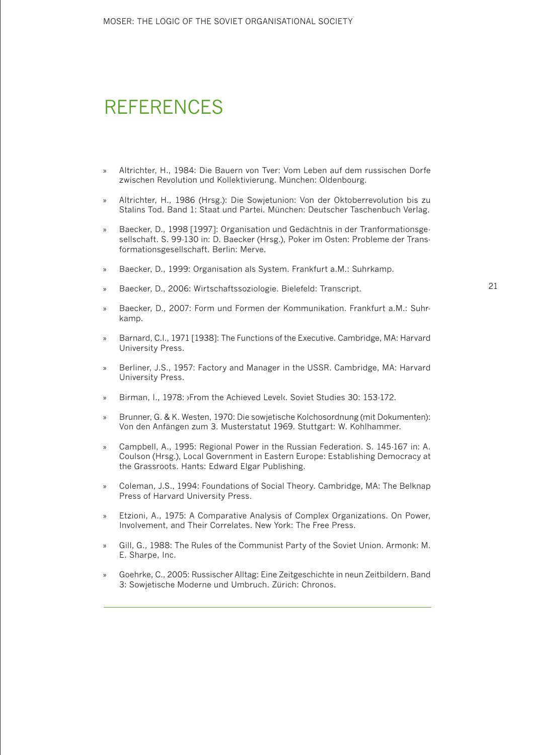# REFERENCES

- Altrichter, H., 1984: Die Bauern von Tver: Vom Leben auf dem russischen Dorfe zwischen Revolution und Kollektivierung. München: Oldenbourg.
- Altrichter, H., 1986 (Hrsg.): Die Sowjetunion: Von der Oktoberrevolution bis zu Stalins Tod. Band 1: Staat und Partei. München: Deutscher Taschenbuch Verlag.
- Baecker, D., 1998 [1997]: Organisation und Gedächtnis in der Tranformationsgesellschaft. S. 99-130 in: D. Baecker (Hrsg.), Poker im Osten: Probleme der Transformationsgesellschaft. Berlin: Merve.
- Baecker, D., 1999: Organisation als System. Frankfurt a.M.: Suhrkamp.
- Baecker, D., 2006: Wirtschaftssoziologie. Bielefeld: Transcript.
- Baecker, D., 2007: Form und Formen der Kommunikation. Frankfurt a.M.: Suhrkamp.
- Barnard, C.I., 1971 [1938]: The Functions of the Executive. Cambridge, MA: Harvard University Press.
- Berliner, J.S., 1957: Factory and Manager in the USSR. Cambridge, MA: Harvard University Press.
- Birman, I., 1978: ›From the Achieved Level‹. Soviet Studies 30: 153-172.
- Brunner, G. & K. Westen, 1970: Die sowjetische Kolchosordnung (mit Dokumenten): Von den Anfängen zum 3. Musterstatut 1969. Stuttgart: W. Kohlhammer.
- Campbell, A., 1995: Regional Power in the Russian Federation. S. 145-167 in: A. Coulson (Hrsg.), Local Government in Eastern Europe: Establishing Democracy at the Grassroots. Hants: Edward Elgar Publishing.
- Coleman, J.S., 1994: Foundations of Social Theory. Cambridge, MA: The Belknap Press of Harvard University Press.
- Etzioni, A., 1975: A Comparative Analysis of Complex Organizations. On Power, Involvement, and Their Correlates. New York: The Free Press.
- Gill, G., 1988: The Rules of the Communist Party of the Soviet Union. Armonk: M. E. Sharpe, Inc.
- Goehrke, C., 2005: Russischer Alltag: Eine Zeitgeschichte in neun Zeitbildern. Band 3: Sowjetische Moderne und Umbruch. Zürich: Chronos.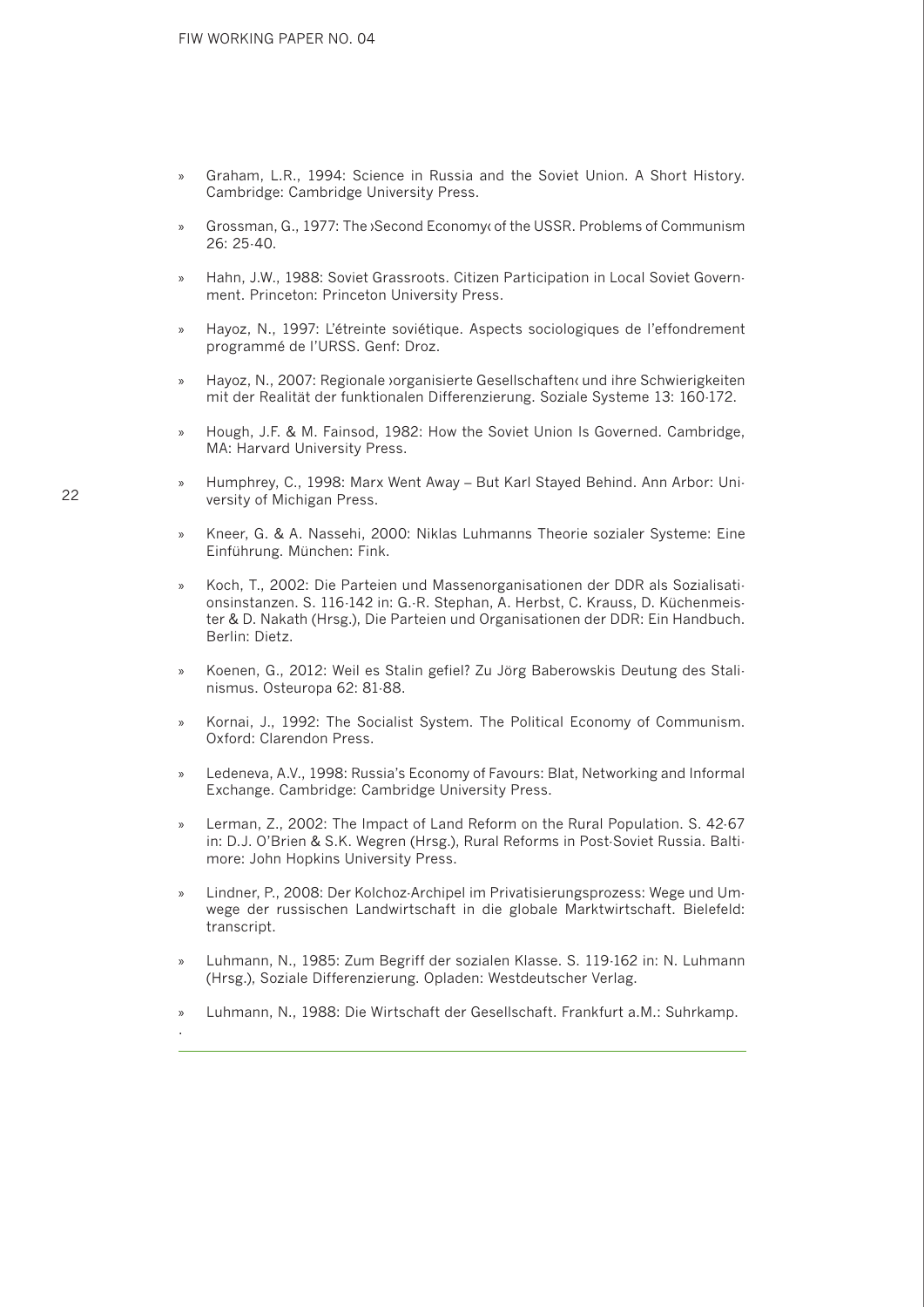- Graham, L.R., 1994: Science in Russia and the Soviet Union. A Short History. Cambridge: Cambridge University Press.
- Grossman, G., 1977: The ›Second Economy‹ of the USSR. Problems of Communism 26: 25-40.
- Hahn, J.W., 1988: Soviet Grassroots. Citizen Participation in Local Soviet Government. Princeton: Princeton University Press.
- Hayoz, N., 1997: L'étreinte soviétique. Aspects sociologiques de l'effondrement programmé de l'URSS. Genf: Droz.
- Hayoz, N., 2007: Regionale ›organisierte Gesellschaften‹ und ihre Schwierigkeiten mit der Realität der funktionalen Differenzierung. Soziale Systeme 13: 160-172.
- Hough, J.F. & M. Fainsod, 1982: How the Soviet Union Is Governed. Cambridge, MA: Harvard University Press.
- Humphrey, C., 1998: Marx Went Away – But Karl Stayed Behind. Ann Arbor: University of Michigan Press.
- Kneer, G. & A. Nassehi, 2000: Niklas Luhmanns Theorie sozialer Systeme: Eine Einführung. München: Fink.
- Koch, T., 2002: Die Parteien und Massenorganisationen der DDR als Sozialisationsinstanzen. S. 116-142 in: G.-R. Stephan, A. Herbst, C. Krauss, D. Küchenmeister & D. Nakath (Hrsg.), Die Parteien und Organisationen der DDR: Ein Handbuch. Berlin: Dietz.
- Koenen, G., 2012: Weil es Stalin gefiel? Zu Jörg Baberowskis Deutung des Stalinismus. Osteuropa 62: 81-88.
- Kornai, J., 1992: The Socialist System. The Political Economy of Communism. Oxford: Clarendon Press.
- Ledeneva, A.V., 1998: Russia's Economy of Favours: Blat, Networking and Informal Exchange. Cambridge: Cambridge University Press.
- Lerman, Z., 2002: The Impact of Land Reform on the Rural Population. S. 42-67 in: D.J. O'Brien & S.K. Wegren (Hrsg.), Rural Reforms in Post-Soviet Russia. Baltimore: John Hopkins University Press.
- Lindner, P., 2008: Der Kolchoz-Archipel im Privatisierungsprozess: Wege und Umwege der russischen Landwirtschaft in die globale Marktwirtschaft. Bielefeld: transcript.
- Luhmann, N., 1985: Zum Begriff der sozialen Klasse. S. 119-162 in: N. Luhmann (Hrsg.), Soziale Differenzierung. Opladen: Westdeutscher Verlag.
- Luhmann, N., 1988: Die Wirtschaft der Gesellschaft. Frankfurt a.M.: Suhrkamp.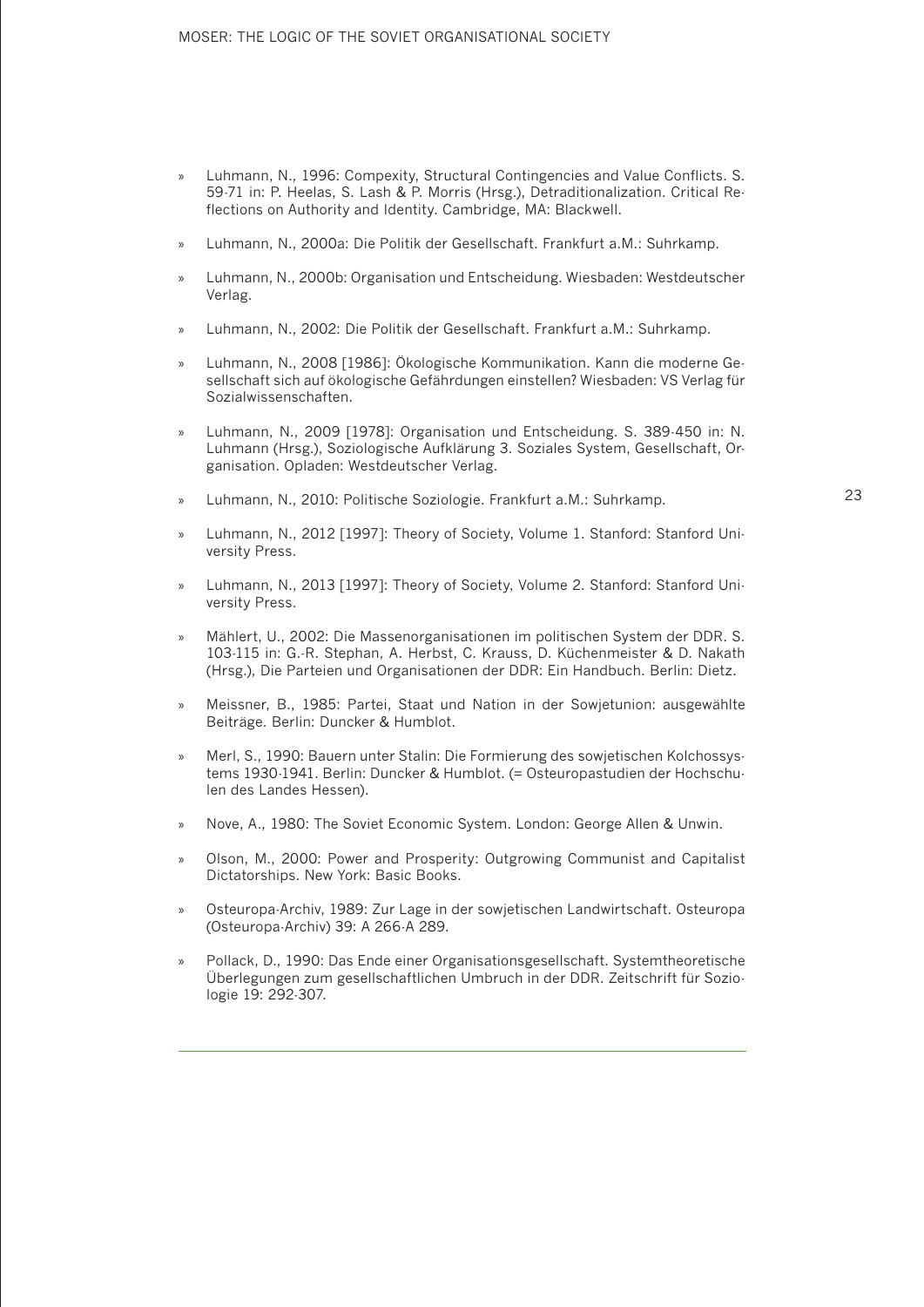- Luhmann, N., 1996: Compexity, Structural Contingencies and Value Conflicts. S. 59-71 in: P. Heelas, S. Lash & P. Morris (Hrsg.), Detraditionalization. Critical Reflections on Authority and Identity. Cambridge, MA: Blackwell.
- Luhmann, N., 2000a: Die Politik der Gesellschaft. Frankfurt a.M.: Suhrkamp.
- Luhmann, N., 2000b: Organisation und Entscheidung. Wiesbaden: Westdeutscher Verlag.
- Luhmann, N., 2002: Die Politik der Gesellschaft. Frankfurt a.M.: Suhrkamp.
- Luhmann, N., 2008 [1986]: Ökologische Kommunikation. Kann die moderne Gesellschaft sich auf ökologische Gefährdungen einstellen? Wiesbaden: VS Verlag für Sozialwissenschaften.
- Luhmann, N., 2009 [1978]: Organisation und Entscheidung. S. 389-450 in: N. Luhmann (Hrsg.), Soziologische Aufklärung 3. Soziales System, Gesellschaft, Organisation. Opladen: Westdeutscher Verlag.
- Luhmann, N., 2010: Politische Soziologie. Frankfurt a.M.: Suhrkamp.
- Luhmann, N., 2012 [1997]: Theory of Society, Volume 1. Stanford: Stanford University Press.
- Luhmann, N., 2013 [1997]: Theory of Society, Volume 2. Stanford: Stanford University Press.
- Mählert, U., 2002: Die Massenorganisationen im politischen System der DDR. S. 103-115 in: G.-R. Stephan, A. Herbst, C. Krauss, D. Küchenmeister & D. Nakath (Hrsg.), Die Parteien und Organisationen der DDR: Ein Handbuch. Berlin: Dietz.
- Meissner, B., 1985: Partei, Staat und Nation in der Sowjetunion: ausgewählte Beiträge. Berlin: Duncker & Humblot.
- Merl, S., 1990: Bauern unter Stalin: Die Formierung des sowjetischen Kolchossystems 1930-1941. Berlin: Duncker & Humblot. (= Osteuropastudien der Hochschulen des Landes Hessen).
- Nove, A., 1980: The Soviet Economic System. London: George Allen & Unwin.
- Olson, M., 2000: Power and Prosperity: Outgrowing Communist and Capitalist Dictatorships. New York: Basic Books.
- Osteuropa-Archiv, 1989: Zur Lage in der sowjetischen Landwirtschaft. Osteuropa (Osteuropa-Archiv) 39: A 266-A 289.
- Pollack, D., 1990: Das Ende einer Organisationsgesellschaft. Systemtheoretische Überlegungen zum gesellschaftlichen Umbruch in der DDR. Zeitschrift für Soziologie 19: 292-307.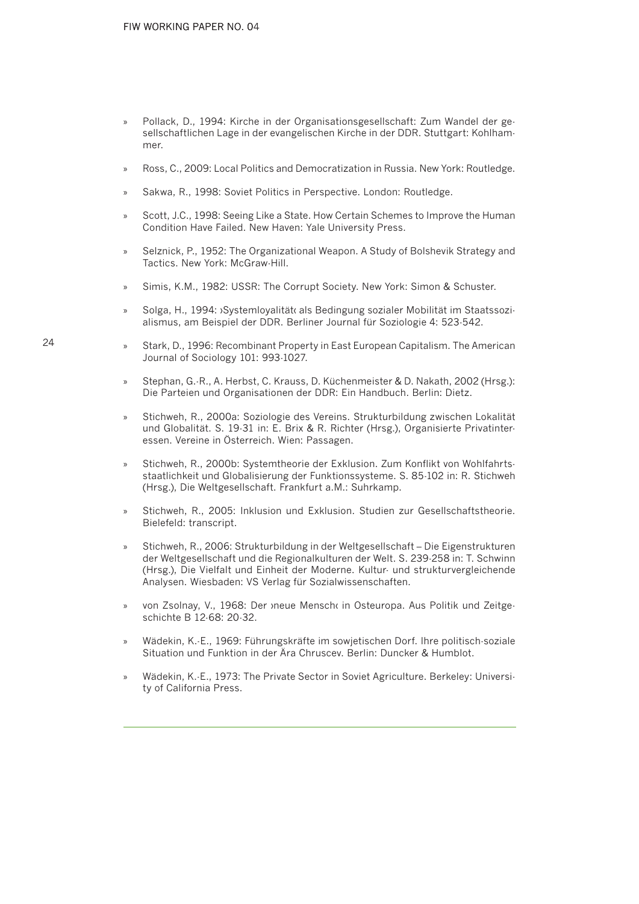- Pollack, D., 1994: Kirche in der Organisationsgesellschaft: Zum Wandel der gesellschaftlichen Lage in der evangelischen Kirche in der DDR. Stuttgart: Kohlhammer.
- Ross, C., 2009: Local Politics and Democratization in Russia. New York: Routledge.
- Sakwa, R., 1998: Soviet Politics in Perspective. London: Routledge.
- Scott, J.C., 1998: Seeing Like a State. How Certain Schemes to Improve the Human Condition Have Failed. New Haven: Yale University Press.
- Selznick, P., 1952: The Organizational Weapon. A Study of Bolshevik Strategy and Tactics. New York: McGraw-Hill.
- Simis, K.M., 1982: USSR: The Corrupt Society. New York: Simon & Schuster.
- Solga, H., 1994: ›Systemloyalität‹ als Bedingung sozialer Mobilität im Staatssozialismus, am Beispiel der DDR. Berliner Journal für Soziologie 4: 523-542.
- Stark, D., 1996: Recombinant Property in East European Capitalism. The American Journal of Sociology 101: 993-1027.
- Stephan, G.-R., A. Herbst, C. Krauss, D. Küchenmeister & D. Nakath, 2002 (Hrsg.): Die Parteien und Organisationen der DDR: Ein Handbuch. Berlin: Dietz.
- Stichweh, R., 2000a: Soziologie des Vereins. Strukturbildung zwischen Lokalität und Globalität. S. 19-31 in: E. Brix & R. Richter (Hrsg.), Organisierte Privatinteressen. Vereine in Österreich. Wien: Passagen.
- Stichweh, R., 2000b: Systemtheorie der Exklusion. Zum Konflikt von Wohlfahrtsstaatlichkeit und Globalisierung der Funktionssysteme. S. 85-102 in: R. Stichweh (Hrsg.), Die Weltgesellschaft. Frankfurt a.M.: Suhrkamp.
- Stichweh, R., 2005: Inklusion und Exklusion. Studien zur Gesellschaftstheorie. Bielefeld: transcript.
- Stichweh, R., 2006: Strukturbildung in der Weltgesellschaft – Die Eigenstrukturen der Weltgesellschaft und die Regionalkulturen der Welt. S. 239-258 in: T. Schwinn (Hrsg.), Die Vielfalt und Einheit der Moderne. Kultur- und strukturvergleichende Analysen. Wiesbaden: VS Verlag für Sozialwissenschaften.
- von Zsolnay, V., 1968: Der ›neue Mensch‹ in Osteuropa. Aus Politik und Zeitgeschichte B 12-68: 20-32.
- Wädekin, K.-E., 1969: Führungskräfte im sowjetischen Dorf. Ihre politisch-soziale Situation und Funktion in der Ära Chruscev. Berlin: Duncker & Humblot.
- Wädekin, K.-E., 1973: The Private Sector in Soviet Agriculture. Berkeley: University of California Press.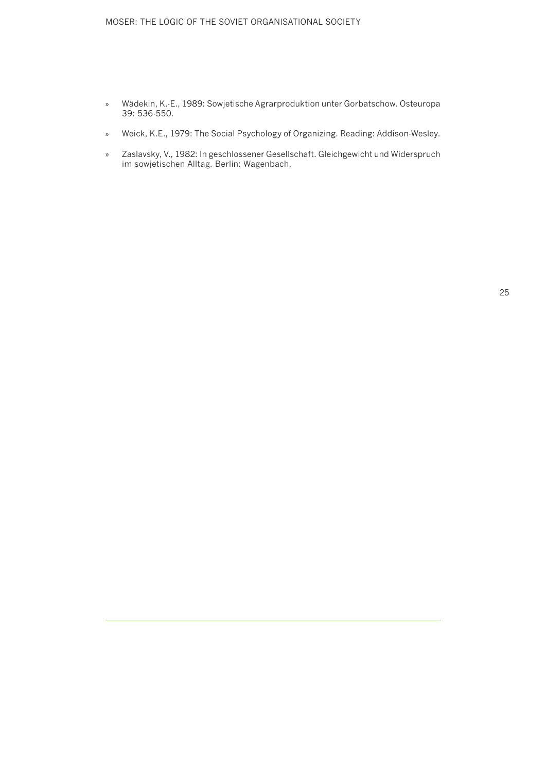- Wädekin, K.-E., 1989: Sowjetische Agrarproduktion unter Gorbatschow. Osteuropa 39: 536-550.
- Weick, K.E., 1979: The Social Psychology of Organizing. Reading: Addison-Wesley.
- Zaslavsky, V., 1982: In geschlossener Gesellschaft. Gleichgewicht und Widerspruch im sowjetischen Alltag. Berlin: Wagenbach.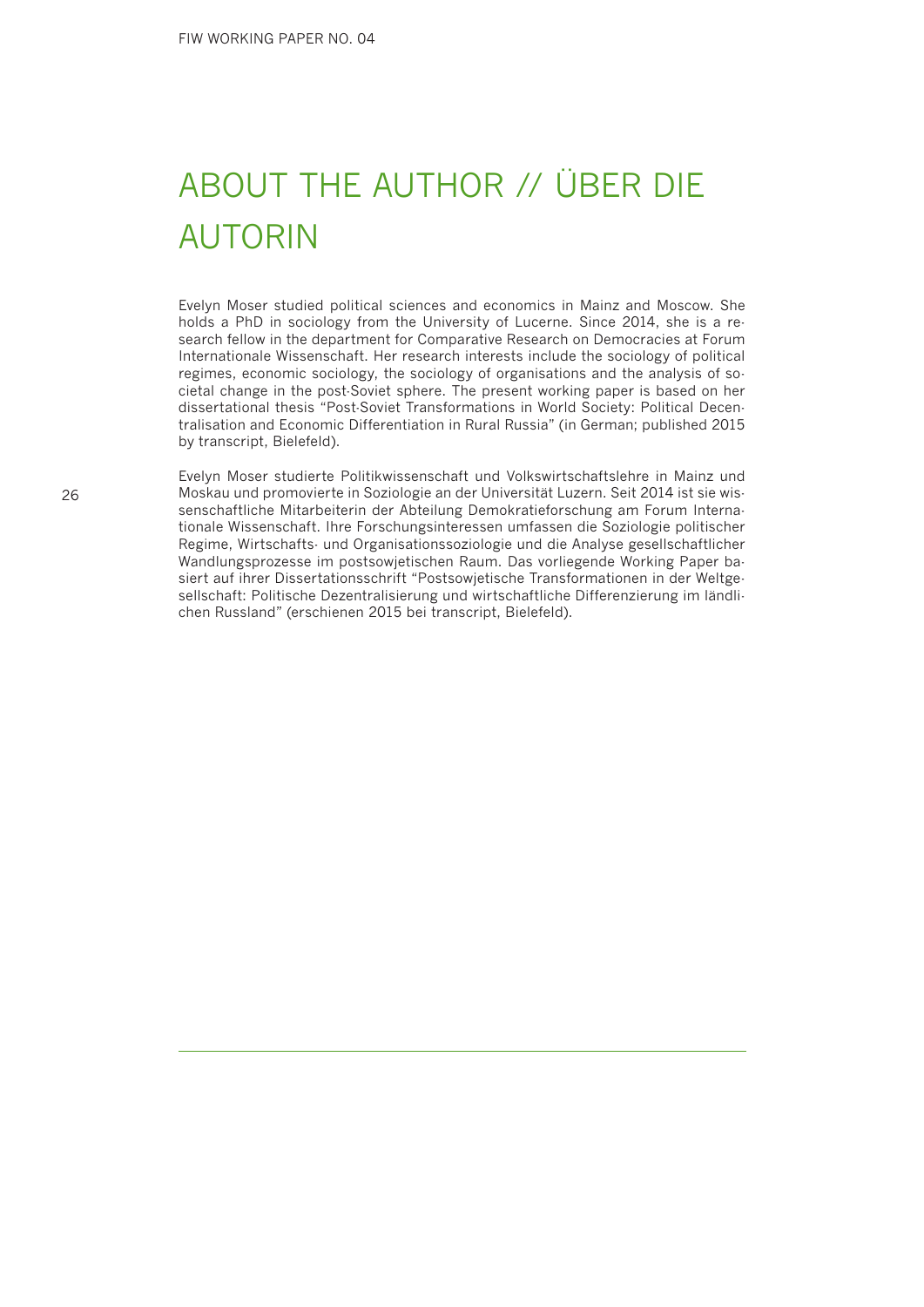# ABOUT THE AUTHOR // ÜBER DIE AUTORIN

Evelyn Moser studied political sciences and economics in Mainz and Moscow. She holds a PhD in sociology from the University of Lucerne. Since 2014, she is a research fellow in the department for Comparative Research on Democracies at Forum Internationale Wissenschaft. Her research interests include the sociology of political regimes, economic sociology, the sociology of organisations and the analysis of societal change in the post-Soviet sphere. The present working paper is based on her dissertational thesis "Post-Soviet Transformations in World Society: Political Decentralisation and Economic Differentiation in Rural Russia" (in German; published 2015 by transcript, Bielefeld).

Evelyn Moser studierte Politikwissenschaft und Volkswirtschaftslehre in Mainz und Moskau und promovierte in Soziologie an der Universität Luzern. Seit 2014 ist sie wissenschaftliche Mitarbeiterin der Abteilung Demokratieforschung am Forum Internationale Wissenschaft. Ihre Forschungsinteressen umfassen die Soziologie politischer Regime, Wirtschafts- und Organisationssoziologie und die Analyse gesellschaftlicher Wandlungsprozesse im postsowjetischen Raum. Das vorliegende Working Paper basiert auf ihrer Dissertationsschrift "Postsowjetische Transformationen in der Weltgesellschaft: Politische Dezentralisierung und wirtschaftliche Differenzierung im ländlichen Russland" (erschienen 2015 bei transcript, Bielefeld).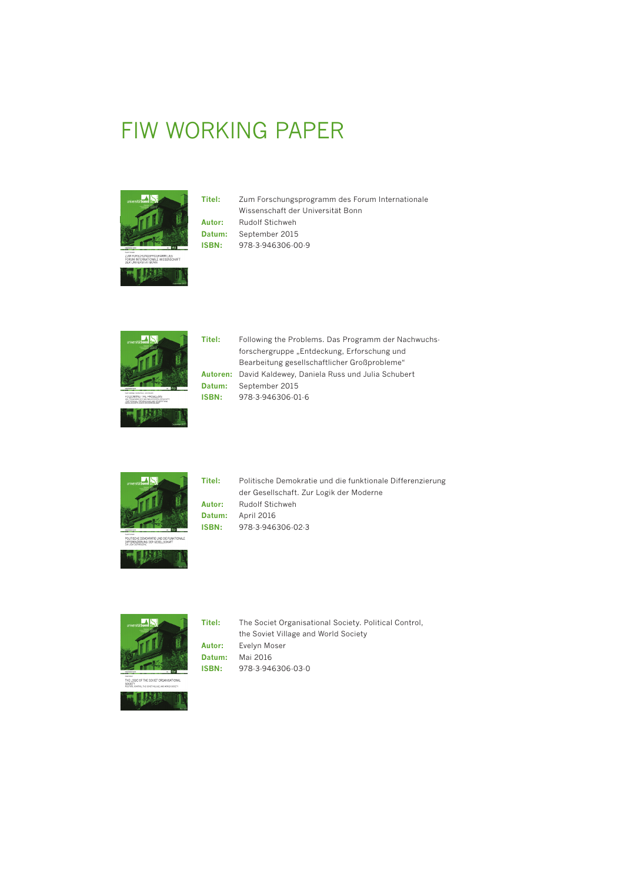# FIW WORKING PAPER

**Titel:** Zum Forschungsprogramm des Forum Internationale Wissenschaft der Universität Bonn
**Autor:** Rudolf Stichweh
**Datum:** September 2015
**ISBN:** 978-3-946306-00-9

**Titel:** Following the Problems. Das Programm der Nachwuchsforschergruppe „Entdeckung, Erforschung und Bearbeitung gesellschaftlicher Großprobleme"
**Autoren:** David Kaldewey, Daniela Russ und Julia Schubert
**Datum:** September 2015
**ISBN:** 978-3-946306-01-6

**Titel:** Politische Demokratie und die funktionale Differenzierung der Gesellschaft. Zur Logik der Moderne
**Autor:** Rudolf Stichweh
**Datum:** April 2016
**ISBN:** 978-3-946306-02-3

**Titel:** The Societ Organisational Society. Political Control, the Soviet Village and World Society
**Autor:** Evelyn Moser
**Datum:** Mai 2016
**ISBN:** 978-3-946306-03-0